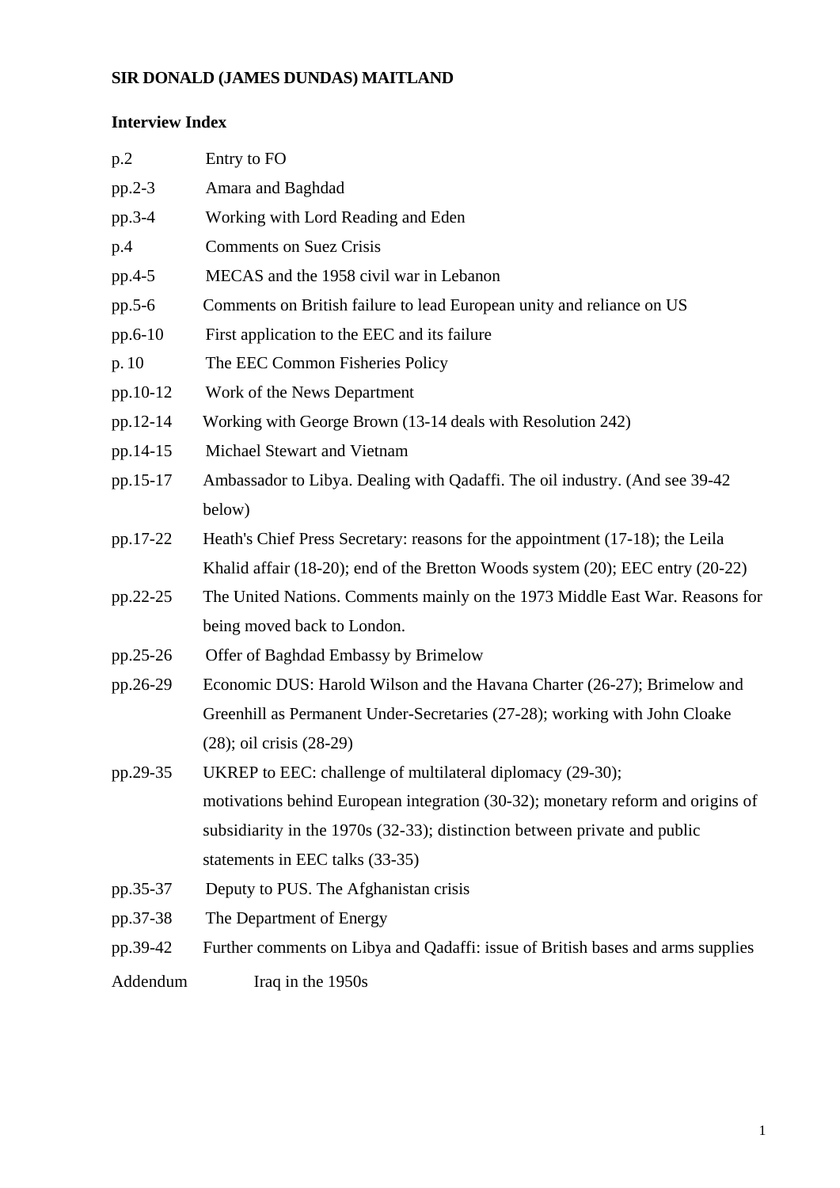# SIR DONALD (JAMES DUNDAS) MAITLAND

## Interview Index

| | |
|---|---|
| p.2 | Entry to FO |
| pp.2-3 | Amara and Baghdad |
| pp.3-4 | Working with Lord Reading and Eden |
| p.4 | Comments on Suez Crisis |
| pp.4-5 | MECAS and the 1958 civil war in Lebanon |
| pp.5-6 | Comments on British failure to lead European unity and reliance on US |
| pp.6-10 | First application to the EEC and its failure |
| p. 10 | The EEC Common Fisheries Policy |
| pp.10-12 | Work of the News Department |
| pp.12-14 | Working with George Brown (13-14 deals with Resolution 242) |
| pp.14-15 | Michael Stewart and Vietnam |
| pp.15-17 | Ambassador to Libya. Dealing with Qadaffi. The oil industry. (And see 39-42 below) |
| pp.17-22 | Heath's Chief Press Secretary: reasons for the appointment (17-18); the Leila Khalid affair (18-20); end of the Bretton Woods system (20); EEC entry (20-22) |
| pp.22-25 | The United Nations. Comments mainly on the 1973 Middle East War. Reasons for being moved back to London. |
| pp.25-26 | Offer of Baghdad Embassy by Brimelow |
| pp.26-29 | Economic DUS: Harold Wilson and the Havana Charter (26-27); Brimelow and Greenhill as Permanent Under-Secretaries (27-28); working with John Cloake (28); oil crisis (28-29) |
| pp.29-35 | UKREP to EEC: challenge of multilateral diplomacy (29-30); motivations behind European integration (30-32); monetary reform and origins of subsidiarity in the 1970s (32-33); distinction between private and public statements in EEC talks (33-35) |
| pp.35-37 | Deputy to PUS. The Afghanistan crisis |
| pp.37-38 | The Department of Energy |
| pp.39-42 | Further comments on Libya and Qadaffi: issue of British bases and arms supplies |
| Addendum | Iraq in the 1950s |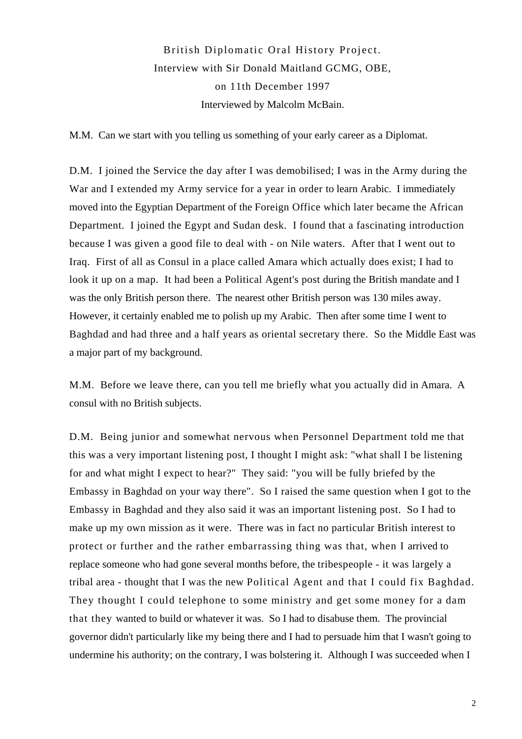British Diplomatic Oral History Project.
Interview with Sir Donald Maitland GCMG, OBE,
on 11th December 1997
Interviewed by Malcolm McBain.

M.M. Can we start with you telling us something of your early career as a Diplomat.

D.M. I joined the Service the day after I was demobilised; I was in the Army during the War and I extended my Army service for a year in order to learn Arabic. I immediately moved into the Egyptian Department of the Foreign Office which later became the African Department. I joined the Egypt and Sudan desk. I found that a fascinating introduction because I was given a good file to deal with - on Nile waters. After that I went out to Iraq. First of all as Consul in a place called Amara which actually does exist; I had to look it up on a map. It had been a Political Agent's post during the British mandate and I was the only British person there. The nearest other British person was 130 miles away. However, it certainly enabled me to polish up my Arabic. Then after some time I went to Baghdad and had three and a half years as oriental secretary there. So the Middle East was a major part of my background.

M.M. Before we leave there, can you tell me briefly what you actually did in Amara. A consul with no British subjects.

D.M. Being junior and somewhat nervous when Personnel Department told me that this was a very important listening post, I thought I might ask: "what shall I be listening for and what might I expect to hear?" They said: "you will be fully briefed by the Embassy in Baghdad on your way there". So I raised the same question when I got to the Embassy in Baghdad and they also said it was an important listening post. So I had to make up my own mission as it were. There was in fact no particular British interest to protect or further and the rather embarrassing thing was that, when I arrived to replace someone who had gone several months before, the tribespeople - it was largely a tribal area - thought that I was the new Political Agent and that I could fix Baghdad. They thought I could telephone to some ministry and get some money for a dam that they wanted to build or whatever it was. So I had to disabuse them. The provincial governor didn't particularly like my being there and I had to persuade him that I wasn't going to undermine his authority; on the contrary, I was bolstering it. Although I was succeeded when I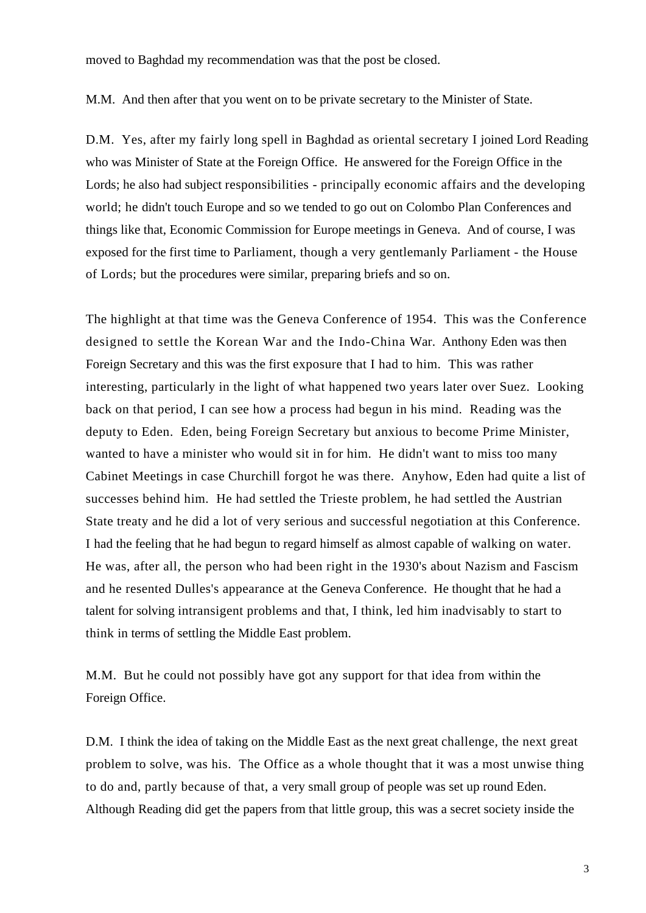moved to Baghdad my recommendation was that the post be closed.

M.M. And then after that you went on to be private secretary to the Minister of State.

D.M. Yes, after my fairly long spell in Baghdad as oriental secretary I joined Lord Reading who was Minister of State at the Foreign Office. He answered for the Foreign Office in the Lords; he also had subject responsibilities - principally economic affairs and the developing world; he didn't touch Europe and so we tended to go out on Colombo Plan Conferences and things like that, Economic Commission for Europe meetings in Geneva. And of course, I was exposed for the first time to Parliament, though a very gentlemanly Parliament - the House of Lords; but the procedures were similar, preparing briefs and so on.

The highlight at that time was the Geneva Conference of 1954. This was the Conference designed to settle the Korean War and the Indo-China War. Anthony Eden was then Foreign Secretary and this was the first exposure that I had to him. This was rather interesting, particularly in the light of what happened two years later over Suez. Looking back on that period, I can see how a process had begun in his mind. Reading was the deputy to Eden. Eden, being Foreign Secretary but anxious to become Prime Minister, wanted to have a minister who would sit in for him. He didn't want to miss too many Cabinet Meetings in case Churchill forgot he was there. Anyhow, Eden had quite a list of successes behind him. He had settled the Trieste problem, he had settled the Austrian State treaty and he did a lot of very serious and successful negotiation at this Conference. I had the feeling that he had begun to regard himself as almost capable of walking on water. He was, after all, the person who had been right in the 1930's about Nazism and Fascism and he resented Dulles's appearance at the Geneva Conference. He thought that he had a talent for solving intransigent problems and that, I think, led him inadvisably to start to think in terms of settling the Middle East problem.

M.M. But he could not possibly have got any support for that idea from within the Foreign Office.

D.M. I think the idea of taking on the Middle East as the next great challenge, the next great problem to solve, was his. The Office as a whole thought that it was a most unwise thing to do and, partly because of that, a very small group of people was set up round Eden. Although Reading did get the papers from that little group, this was a secret society inside the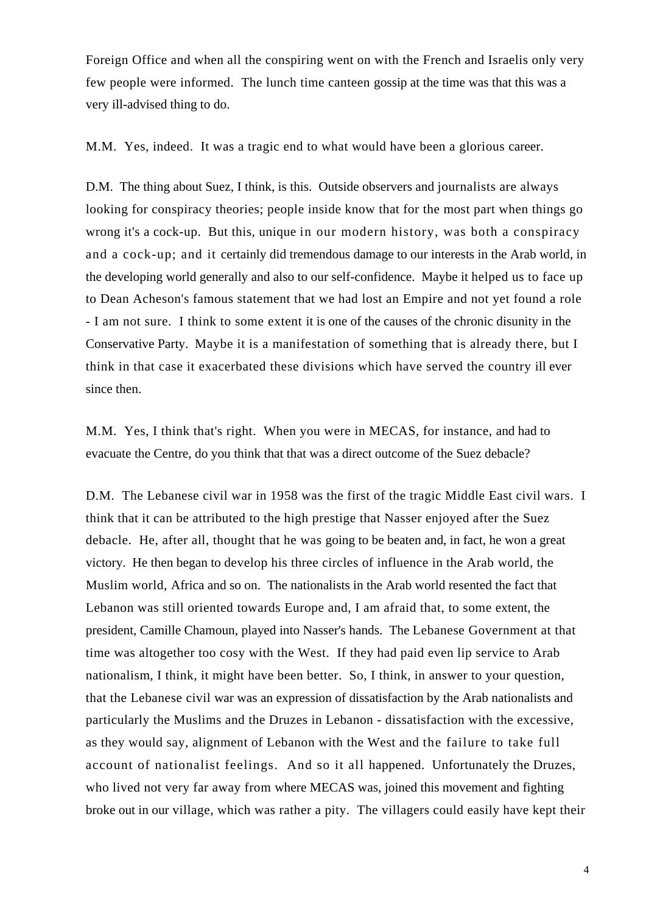Foreign Office and when all the conspiring went on with the French and Israelis only very few people were informed. The lunch time canteen gossip at the time was that this was a very ill-advised thing to do.

M.M. Yes, indeed. It was a tragic end to what would have been a glorious career.

D.M. The thing about Suez, I think, is this. Outside observers and journalists are always looking for conspiracy theories; people inside know that for the most part when things go wrong it's a cock-up. But this, unique in our modern history, was both a conspiracy and a cock-up; and it certainly did tremendous damage to our interests in the Arab world, in the developing world generally and also to our self-confidence. Maybe it helped us to face up to Dean Acheson's famous statement that we had lost an Empire and not yet found a role - I am not sure. I think to some extent it is one of the causes of the chronic disunity in the Conservative Party. Maybe it is a manifestation of something that is already there, but I think in that case it exacerbated these divisions which have served the country ill ever since then.

M.M. Yes, I think that's right. When you were in MECAS, for instance, and had to evacuate the Centre, do you think that that was a direct outcome of the Suez debacle?

D.M. The Lebanese civil war in 1958 was the first of the tragic Middle East civil wars. I think that it can be attributed to the high prestige that Nasser enjoyed after the Suez debacle. He, after all, thought that he was going to be beaten and, in fact, he won a great victory. He then began to develop his three circles of influence in the Arab world, the Muslim world, Africa and so on. The nationalists in the Arab world resented the fact that Lebanon was still oriented towards Europe and, I am afraid that, to some extent, the president, Camille Chamoun, played into Nasser's hands. The Lebanese Government at that time was altogether too cosy with the West. If they had paid even lip service to Arab nationalism, I think, it might have been better. So, I think, in answer to your question, that the Lebanese civil war was an expression of dissatisfaction by the Arab nationalists and particularly the Muslims and the Druzes in Lebanon - dissatisfaction with the excessive, as they would say, alignment of Lebanon with the West and the failure to take full account of nationalist feelings. And so it all happened. Unfortunately the Druzes, who lived not very far away from where MECAS was, joined this movement and fighting broke out in our village, which was rather a pity. The villagers could easily have kept their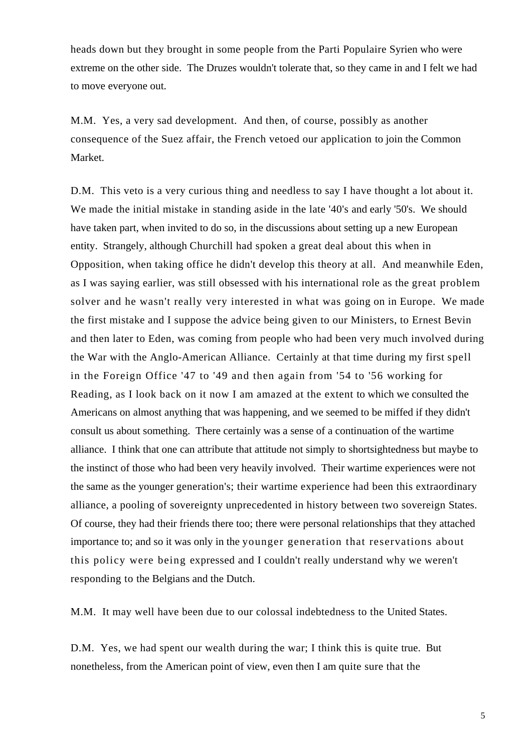heads down but they brought in some people from the Parti Populaire Syrien who were extreme on the other side. The Druzes wouldn't tolerate that, so they came in and I felt we had to move everyone out.

M.M. Yes, a very sad development. And then, of course, possibly as another consequence of the Suez affair, the French vetoed our application to join the Common Market.

D.M. This veto is a very curious thing and needless to say I have thought a lot about it. We made the initial mistake in standing aside in the late '40's and early '50's. We should have taken part, when invited to do so, in the discussions about setting up a new European entity. Strangely, although Churchill had spoken a great deal about this when in Opposition, when taking office he didn't develop this theory at all. And meanwhile Eden, as I was saying earlier, was still obsessed with his international role as the great problem solver and he wasn't really very interested in what was going on in Europe. We made the first mistake and I suppose the advice being given to our Ministers, to Ernest Bevin and then later to Eden, was coming from people who had been very much involved during the War with the Anglo-American Alliance. Certainly at that time during my first spell in the Foreign Office '47 to '49 and then again from '54 to '56 working for Reading, as I look back on it now I am amazed at the extent to which we consulted the Americans on almost anything that was happening, and we seemed to be miffed if they didn't consult us about something. There certainly was a sense of a continuation of the wartime alliance. I think that one can attribute that attitude not simply to shortsightedness but maybe to the instinct of those who had been very heavily involved. Their wartime experiences were not the same as the younger generation's; their wartime experience had been this extraordinary alliance, a pooling of sovereignty unprecedented in history between two sovereign States. Of course, they had their friends there too; there were personal relationships that they attached importance to; and so it was only in the younger generation that reservations about this policy were being expressed and I couldn't really understand why we weren't responding to the Belgians and the Dutch.

M.M. It may well have been due to our colossal indebtedness to the United States.

D.M. Yes, we had spent our wealth during the war; I think this is quite true. But nonetheless, from the American point of view, even then I am quite sure that the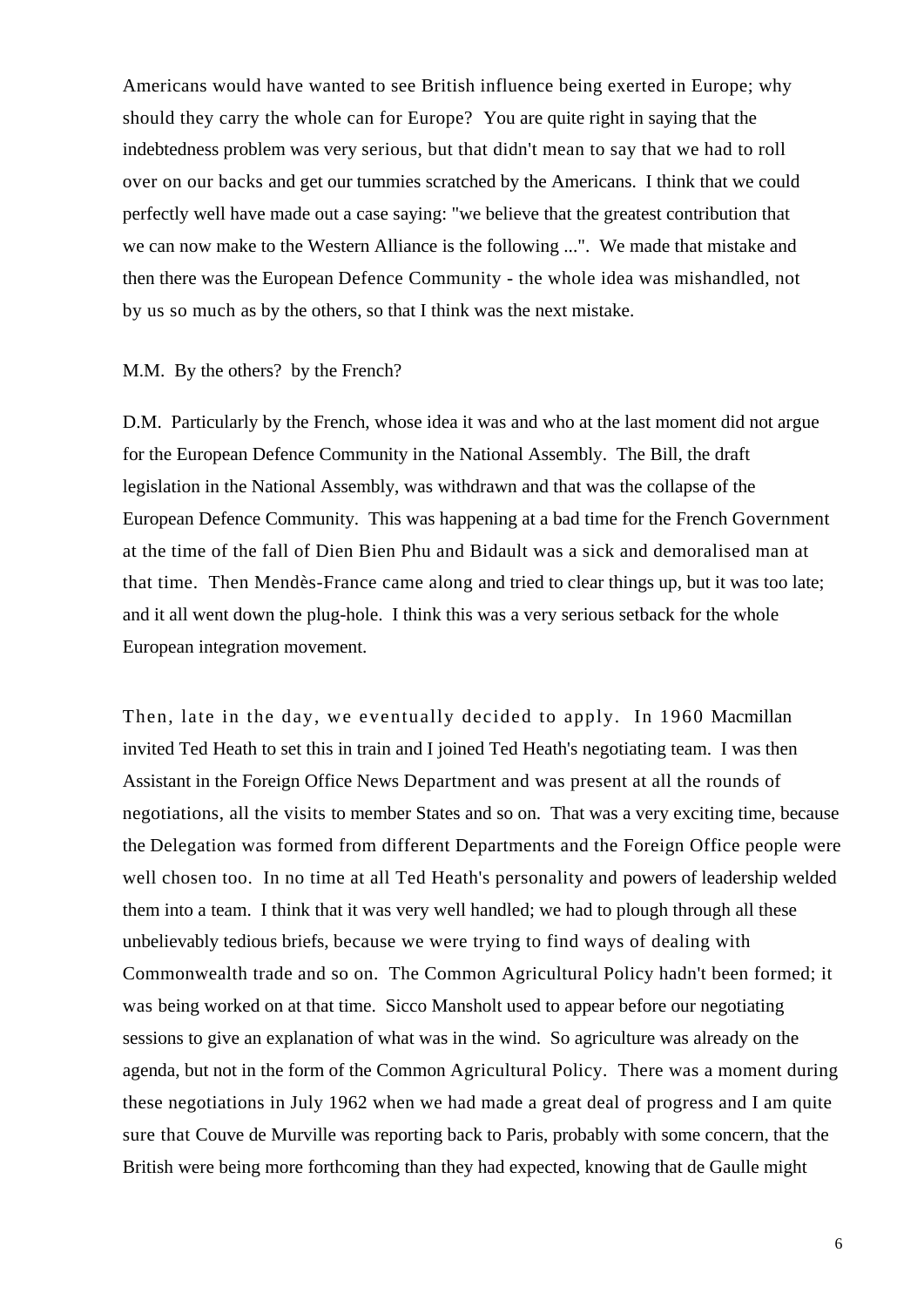Americans would have wanted to see British influence being exerted in Europe; why should they carry the whole can for Europe? You are quite right in saying that the indebtedness problem was very serious, but that didn't mean to say that we had to roll over on our backs and get our tummies scratched by the Americans. I think that we could perfectly well have made out a case saying: "we believe that the greatest contribution that we can now make to the Western Alliance is the following ...". We made that mistake and then there was the European Defence Community - the whole idea was mishandled, not by us so much as by the others, so that I think was the next mistake.

M.M. By the others? by the French?

D.M. Particularly by the French, whose idea it was and who at the last moment did not argue for the European Defence Community in the National Assembly. The Bill, the draft legislation in the National Assembly, was withdrawn and that was the collapse of the European Defence Community. This was happening at a bad time for the French Government at the time of the fall of Dien Bien Phu and Bidault was a sick and demoralised man at that time. Then Mendès-France came along and tried to clear things up, but it was too late; and it all went down the plug-hole. I think this was a very serious setback for the whole European integration movement.

Then, late in the day, we eventually decided to apply. In 1960 Macmillan invited Ted Heath to set this in train and I joined Ted Heath's negotiating team. I was then Assistant in the Foreign Office News Department and was present at all the rounds of negotiations, all the visits to member States and so on. That was a very exciting time, because the Delegation was formed from different Departments and the Foreign Office people were well chosen too. In no time at all Ted Heath's personality and powers of leadership welded them into a team. I think that it was very well handled; we had to plough through all these unbelievably tedious briefs, because we were trying to find ways of dealing with Commonwealth trade and so on. The Common Agricultural Policy hadn't been formed; it was being worked on at that time. Sicco Mansholt used to appear before our negotiating sessions to give an explanation of what was in the wind. So agriculture was already on the agenda, but not in the form of the Common Agricultural Policy. There was a moment during these negotiations in July 1962 when we had made a great deal of progress and I am quite sure that Couve de Murville was reporting back to Paris, probably with some concern, that the British were being more forthcoming than they had expected, knowing that de Gaulle might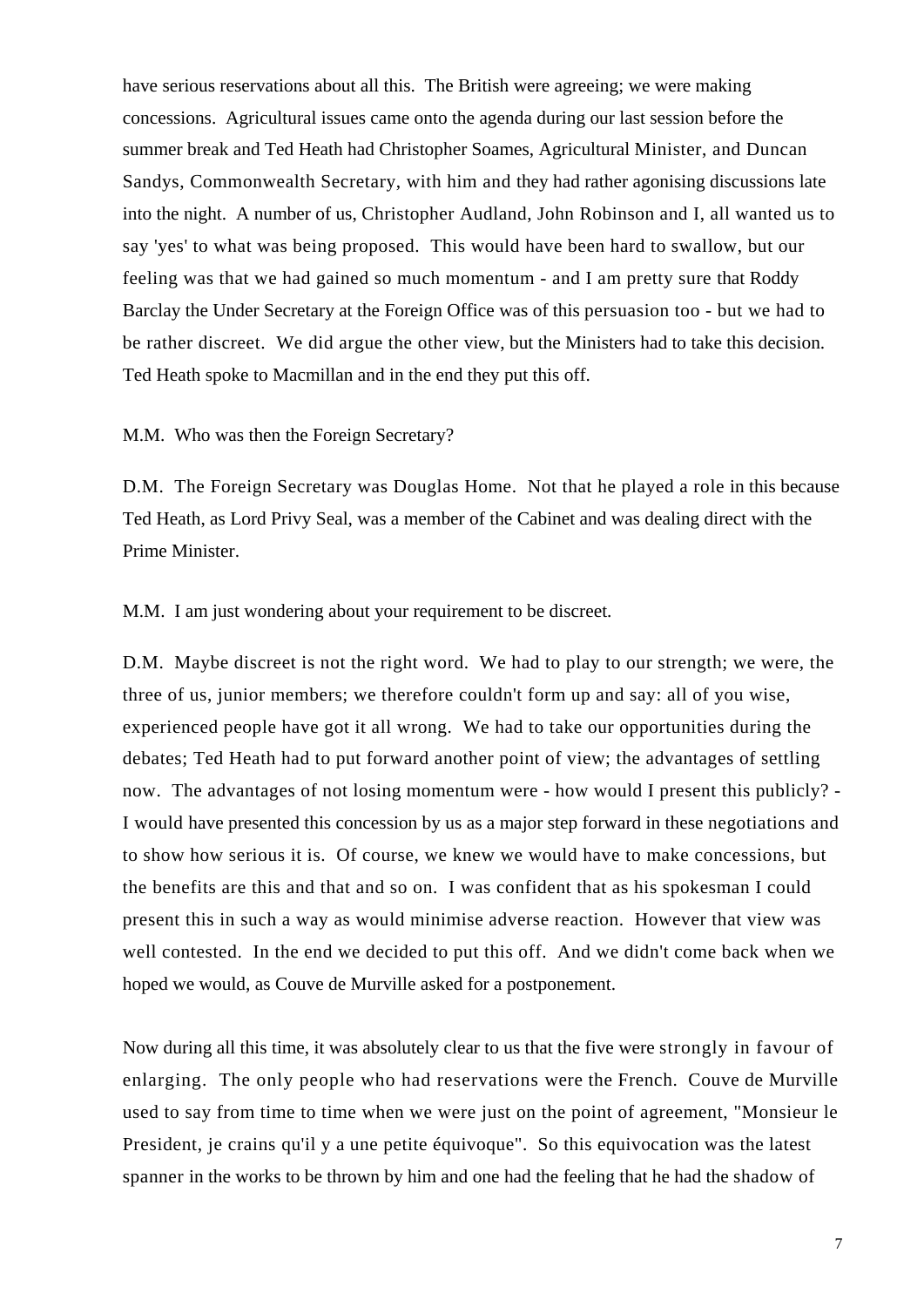have serious reservations about all this. The British were agreeing; we were making concessions. Agricultural issues came onto the agenda during our last session before the summer break and Ted Heath had Christopher Soames, Agricultural Minister, and Duncan Sandys, Commonwealth Secretary, with him and they had rather agonising discussions late into the night. A number of us, Christopher Audland, John Robinson and I, all wanted us to say 'yes' to what was being proposed. This would have been hard to swallow, but our feeling was that we had gained so much momentum - and I am pretty sure that Roddy Barclay the Under Secretary at the Foreign Office was of this persuasion too - but we had to be rather discreet. We did argue the other view, but the Ministers had to take this decision. Ted Heath spoke to Macmillan and in the end they put this off.

M.M. Who was then the Foreign Secretary?

D.M. The Foreign Secretary was Douglas Home. Not that he played a role in this because Ted Heath, as Lord Privy Seal, was a member of the Cabinet and was dealing direct with the Prime Minister.

M.M. I am just wondering about your requirement to be discreet.

D.M. Maybe discreet is not the right word. We had to play to our strength; we were, the three of us, junior members; we therefore couldn't form up and say: all of you wise, experienced people have got it all wrong. We had to take our opportunities during the debates; Ted Heath had to put forward another point of view; the advantages of settling now. The advantages of not losing momentum were - how would I present this publicly? - I would have presented this concession by us as a major step forward in these negotiations and to show how serious it is. Of course, we knew we would have to make concessions, but the benefits are this and that and so on. I was confident that as his spokesman I could present this in such a way as would minimise adverse reaction. However that view was well contested. In the end we decided to put this off. And we didn't come back when we hoped we would, as Couve de Murville asked for a postponement.

Now during all this time, it was absolutely clear to us that the five were strongly in favour of enlarging. The only people who had reservations were the French. Couve de Murville used to say from time to time when we were just on the point of agreement, "Monsieur le President, je crains qu'il y a une petite équivoque". So this equivocation was the latest spanner in the works to be thrown by him and one had the feeling that he had the shadow of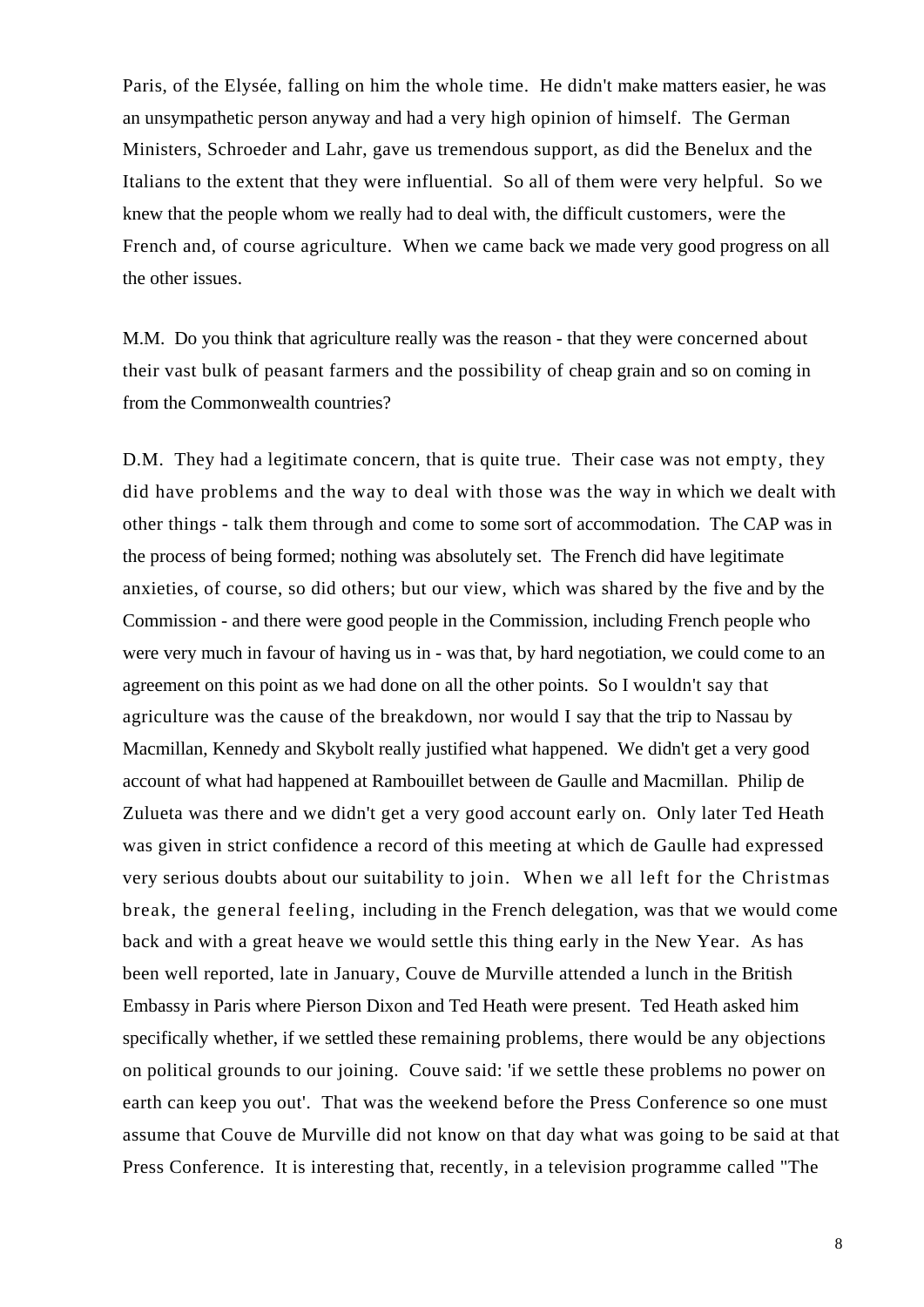Paris, of the Elysée, falling on him the whole time. He didn't make matters easier, he was an unsympathetic person anyway and had a very high opinion of himself. The German Ministers, Schroeder and Lahr, gave us tremendous support, as did the Benelux and the Italians to the extent that they were influential. So all of them were very helpful. So we knew that the people whom we really had to deal with, the difficult customers, were the French and, of course agriculture. When we came back we made very good progress on all the other issues.

M.M. Do you think that agriculture really was the reason - that they were concerned about their vast bulk of peasant farmers and the possibility of cheap grain and so on coming in from the Commonwealth countries?

D.M. They had a legitimate concern, that is quite true. Their case was not empty, they did have problems and the way to deal with those was the way in which we dealt with other things - talk them through and come to some sort of accommodation. The CAP was in the process of being formed; nothing was absolutely set. The French did have legitimate anxieties, of course, so did others; but our view, which was shared by the five and by the Commission - and there were good people in the Commission, including French people who were very much in favour of having us in - was that, by hard negotiation, we could come to an agreement on this point as we had done on all the other points. So I wouldn't say that agriculture was the cause of the breakdown, nor would I say that the trip to Nassau by Macmillan, Kennedy and Skybolt really justified what happened. We didn't get a very good account of what had happened at Rambouillet between de Gaulle and Macmillan. Philip de Zulueta was there and we didn't get a very good account early on. Only later Ted Heath was given in strict confidence a record of this meeting at which de Gaulle had expressed very serious doubts about our suitability to join. When we all left for the Christmas break, the general feeling, including in the French delegation, was that we would come back and with a great heave we would settle this thing early in the New Year. As has been well reported, late in January, Couve de Murville attended a lunch in the British Embassy in Paris where Pierson Dixon and Ted Heath were present. Ted Heath asked him specifically whether, if we settled these remaining problems, there would be any objections on political grounds to our joining. Couve said: 'if we settle these problems no power on earth can keep you out'. That was the weekend before the Press Conference so one must assume that Couve de Murville did not know on that day what was going to be said at that Press Conference. It is interesting that, recently, in a television programme called "The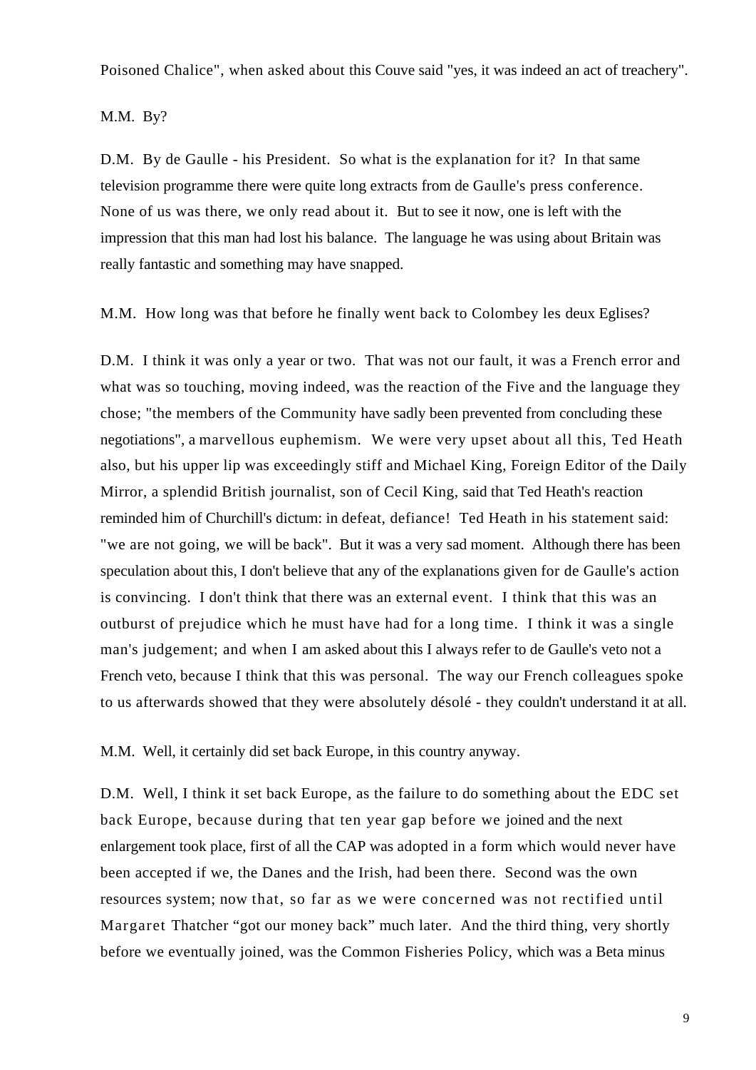Poisoned Chalice", when asked about this Couve said "yes, it was indeed an act of treachery".

M.M. By?

D.M. By de Gaulle - his President. So what is the explanation for it? In that same television programme there were quite long extracts from de Gaulle's press conference. None of us was there, we only read about it. But to see it now, one is left with the impression that this man had lost his balance. The language he was using about Britain was really fantastic and something may have snapped.

M.M. How long was that before he finally went back to Colombey les deux Eglises?

D.M. I think it was only a year or two. That was not our fault, it was a French error and what was so touching, moving indeed, was the reaction of the Five and the language they chose; "the members of the Community have sadly been prevented from concluding these negotiations", a marvellous euphemism. We were very upset about all this, Ted Heath also, but his upper lip was exceedingly stiff and Michael King, Foreign Editor of the Daily Mirror, a splendid British journalist, son of Cecil King, said that Ted Heath's reaction reminded him of Churchill's dictum: in defeat, defiance! Ted Heath in his statement said: "we are not going, we will be back". But it was a very sad moment. Although there has been speculation about this, I don't believe that any of the explanations given for de Gaulle's action is convincing. I don't think that there was an external event. I think that this was an outburst of prejudice which he must have had for a long time. I think it was a single man's judgement; and when I am asked about this I always refer to de Gaulle's veto not a French veto, because I think that this was personal. The way our French colleagues spoke to us afterwards showed that they were absolutely désolé - they couldn't understand it at all.

M.M. Well, it certainly did set back Europe, in this country anyway.

D.M. Well, I think it set back Europe, as the failure to do something about the EDC set back Europe, because during that ten year gap before we joined and the next enlargement took place, first of all the CAP was adopted in a form which would never have been accepted if we, the Danes and the Irish, had been there. Second was the own resources system; now that, so far as we were concerned was not rectified until Margaret Thatcher "got our money back" much later. And the third thing, very shortly before we eventually joined, was the Common Fisheries Policy, which was a Beta minus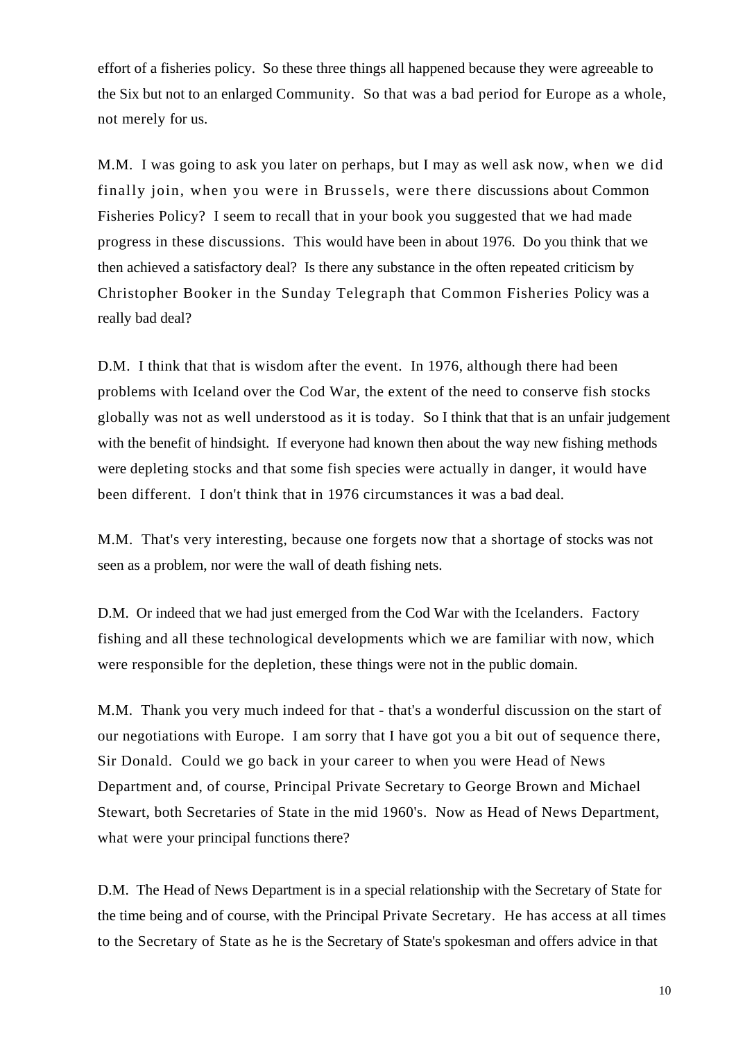effort of a fisheries policy. So these three things all happened because they were agreeable to the Six but not to an enlarged Community. So that was a bad period for Europe as a whole, not merely for us.

M.M. I was going to ask you later on perhaps, but I may as well ask now, when we did finally join, when you were in Brussels, were there discussions about Common Fisheries Policy? I seem to recall that in your book you suggested that we had made progress in these discussions. This would have been in about 1976. Do you think that we then achieved a satisfactory deal? Is there any substance in the often repeated criticism by Christopher Booker in the Sunday Telegraph that Common Fisheries Policy was a really bad deal?

D.M. I think that that is wisdom after the event. In 1976, although there had been problems with Iceland over the Cod War, the extent of the need to conserve fish stocks globally was not as well understood as it is today. So I think that that is an unfair judgement with the benefit of hindsight. If everyone had known then about the way new fishing methods were depleting stocks and that some fish species were actually in danger, it would have been different. I don't think that in 1976 circumstances it was a bad deal.

M.M. That's very interesting, because one forgets now that a shortage of stocks was not seen as a problem, nor were the wall of death fishing nets.

D.M. Or indeed that we had just emerged from the Cod War with the Icelanders. Factory fishing and all these technological developments which we are familiar with now, which were responsible for the depletion, these things were not in the public domain.

M.M. Thank you very much indeed for that - that's a wonderful discussion on the start of our negotiations with Europe. I am sorry that I have got you a bit out of sequence there, Sir Donald. Could we go back in your career to when you were Head of News Department and, of course, Principal Private Secretary to George Brown and Michael Stewart, both Secretaries of State in the mid 1960's. Now as Head of News Department, what were your principal functions there?

D.M. The Head of News Department is in a special relationship with the Secretary of State for the time being and of course, with the Principal Private Secretary. He has access at all times to the Secretary of State as he is the Secretary of State's spokesman and offers advice in that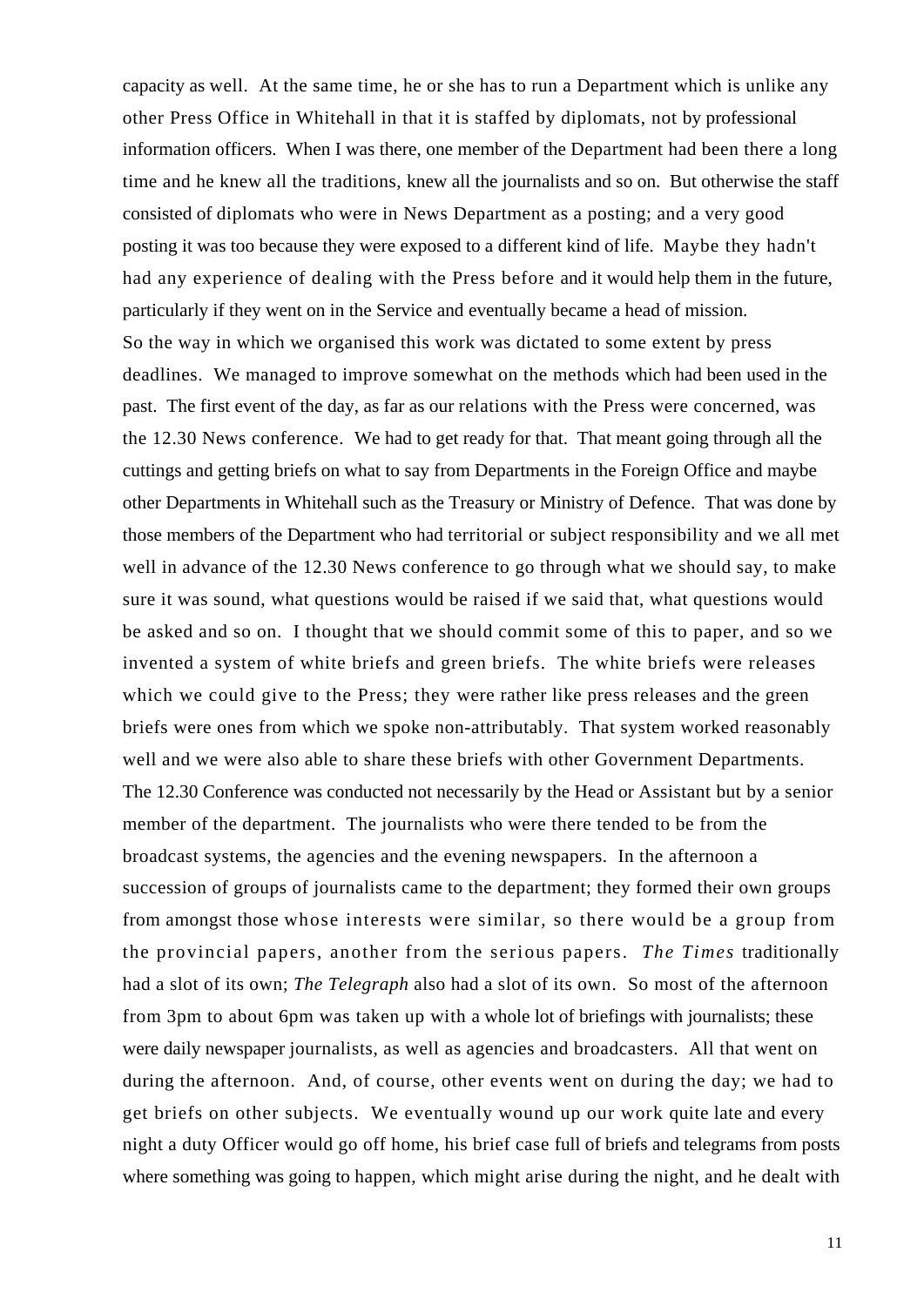capacity as well. At the same time, he or she has to run a Department which is unlike any other Press Office in Whitehall in that it is staffed by diplomats, not by professional information officers. When I was there, one member of the Department had been there a long time and he knew all the traditions, knew all the journalists and so on. But otherwise the staff consisted of diplomats who were in News Department as a posting; and a very good posting it was too because they were exposed to a different kind of life. Maybe they hadn't had any experience of dealing with the Press before and it would help them in the future, particularly if they went on in the Service and eventually became a head of mission.

So the way in which we organised this work was dictated to some extent by press deadlines. We managed to improve somewhat on the methods which had been used in the past. The first event of the day, as far as our relations with the Press were concerned, was the 12.30 News conference. We had to get ready for that. That meant going through all the cuttings and getting briefs on what to say from Departments in the Foreign Office and maybe other Departments in Whitehall such as the Treasury or Ministry of Defence. That was done by those members of the Department who had territorial or subject responsibility and we all met well in advance of the 12.30 News conference to go through what we should say, to make sure it was sound, what questions would be raised if we said that, what questions would be asked and so on. I thought that we should commit some of this to paper, and so we invented a system of white briefs and green briefs. The white briefs were releases which we could give to the Press; they were rather like press releases and the green briefs were ones from which we spoke non-attributably. That system worked reasonably well and we were also able to share these briefs with other Government Departments.

The 12.30 Conference was conducted not necessarily by the Head or Assistant but by a senior member of the department. The journalists who were there tended to be from the broadcast systems, the agencies and the evening newspapers. In the afternoon a succession of groups of journalists came to the department; they formed their own groups from amongst those whose interests were similar, so there would be a group from the provincial papers, another from the serious papers. *The Times* traditionally had a slot of its own; *The Telegraph* also had a slot of its own. So most of the afternoon from 3pm to about 6pm was taken up with a whole lot of briefings with journalists; these were daily newspaper journalists, as well as agencies and broadcasters. All that went on during the afternoon. And, of course, other events went on during the day; we had to get briefs on other subjects. We eventually wound up our work quite late and every night a duty Officer would go off home, his brief case full of briefs and telegrams from posts where something was going to happen, which might arise during the night, and he dealt with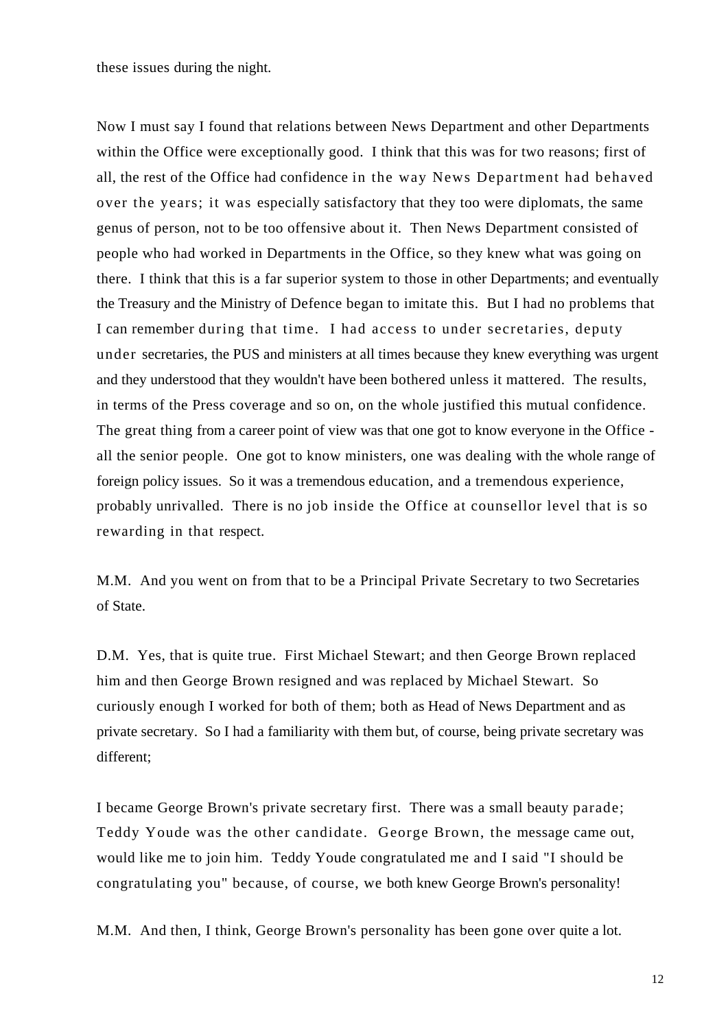these issues during the night.

Now I must say I found that relations between News Department and other Departments within the Office were exceptionally good. I think that this was for two reasons; first of all, the rest of the Office had confidence in the way News Department had behaved over the years; it was especially satisfactory that they too were diplomats, the same genus of person, not to be too offensive about it. Then News Department consisted of people who had worked in Departments in the Office, so they knew what was going on there. I think that this is a far superior system to those in other Departments; and eventually the Treasury and the Ministry of Defence began to imitate this. But I had no problems that I can remember during that time. I had access to under secretaries, deputy under secretaries, the PUS and ministers at all times because they knew everything was urgent and they understood that they wouldn't have been bothered unless it mattered. The results, in terms of the Press coverage and so on, on the whole justified this mutual confidence. The great thing from a career point of view was that one got to know everyone in the Office - all the senior people. One got to know ministers, one was dealing with the whole range of foreign policy issues. So it was a tremendous education, and a tremendous experience, probably unrivalled. There is no job inside the Office at counsellor level that is so rewarding in that respect.

M.M. And you went on from that to be a Principal Private Secretary to two Secretaries of State.

D.M. Yes, that is quite true. First Michael Stewart; and then George Brown replaced him and then George Brown resigned and was replaced by Michael Stewart. So curiously enough I worked for both of them; both as Head of News Department and as private secretary. So I had a familiarity with them but, of course, being private secretary was different;

I became George Brown's private secretary first. There was a small beauty parade; Teddy Youde was the other candidate. George Brown, the message came out, would like me to join him. Teddy Youde congratulated me and I said "I should be congratulating you" because, of course, we both knew George Brown's personality!

M.M. And then, I think, George Brown's personality has been gone over quite a lot.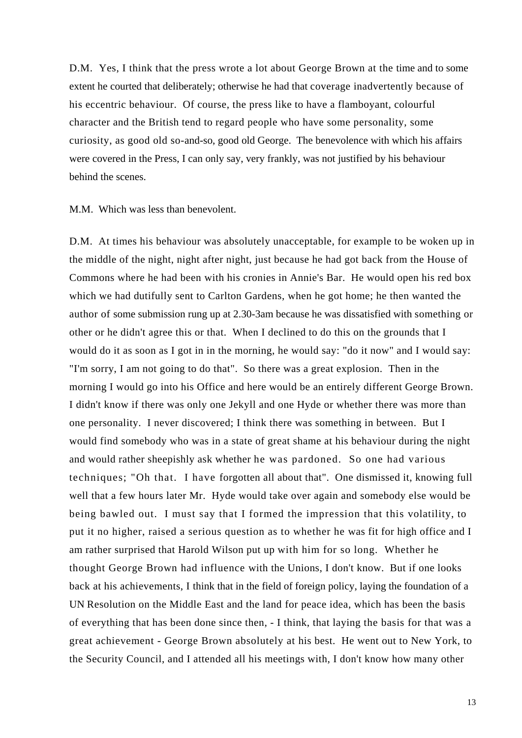D.M. Yes, I think that the press wrote a lot about George Brown at the time and to some extent he courted that deliberately; otherwise he had that coverage inadvertently because of his eccentric behaviour. Of course, the press like to have a flamboyant, colourful character and the British tend to regard people who have some personality, some curiosity, as good old so-and-so, good old George. The benevolence with which his affairs were covered in the Press, I can only say, very frankly, was not justified by his behaviour behind the scenes.

M.M. Which was less than benevolent.

D.M. At times his behaviour was absolutely unacceptable, for example to be woken up in the middle of the night, night after night, just because he had got back from the House of Commons where he had been with his cronies in Annie's Bar. He would open his red box which we had dutifully sent to Carlton Gardens, when he got home; he then wanted the author of some submission rung up at 2.30-3am because he was dissatisfied with something or other or he didn't agree this or that. When I declined to do this on the grounds that I would do it as soon as I got in in the morning, he would say: "do it now" and I would say: "I'm sorry, I am not going to do that". So there was a great explosion. Then in the morning I would go into his Office and here would be an entirely different George Brown. I didn't know if there was only one Jekyll and one Hyde or whether there was more than one personality. I never discovered; I think there was something in between. But I would find somebody who was in a state of great shame at his behaviour during the night and would rather sheepishly ask whether he was pardoned. So one had various techniques; "Oh that. I have forgotten all about that". One dismissed it, knowing full well that a few hours later Mr. Hyde would take over again and somebody else would be being bawled out. I must say that I formed the impression that this volatility, to put it no higher, raised a serious question as to whether he was fit for high office and I am rather surprised that Harold Wilson put up with him for so long. Whether he thought George Brown had influence with the Unions, I don't know. But if one looks back at his achievements, I think that in the field of foreign policy, laying the foundation of a UN Resolution on the Middle East and the land for peace idea, which has been the basis of everything that has been done since then, - I think, that laying the basis for that was a great achievement - George Brown absolutely at his best. He went out to New York, to the Security Council, and I attended all his meetings with, I don't know how many other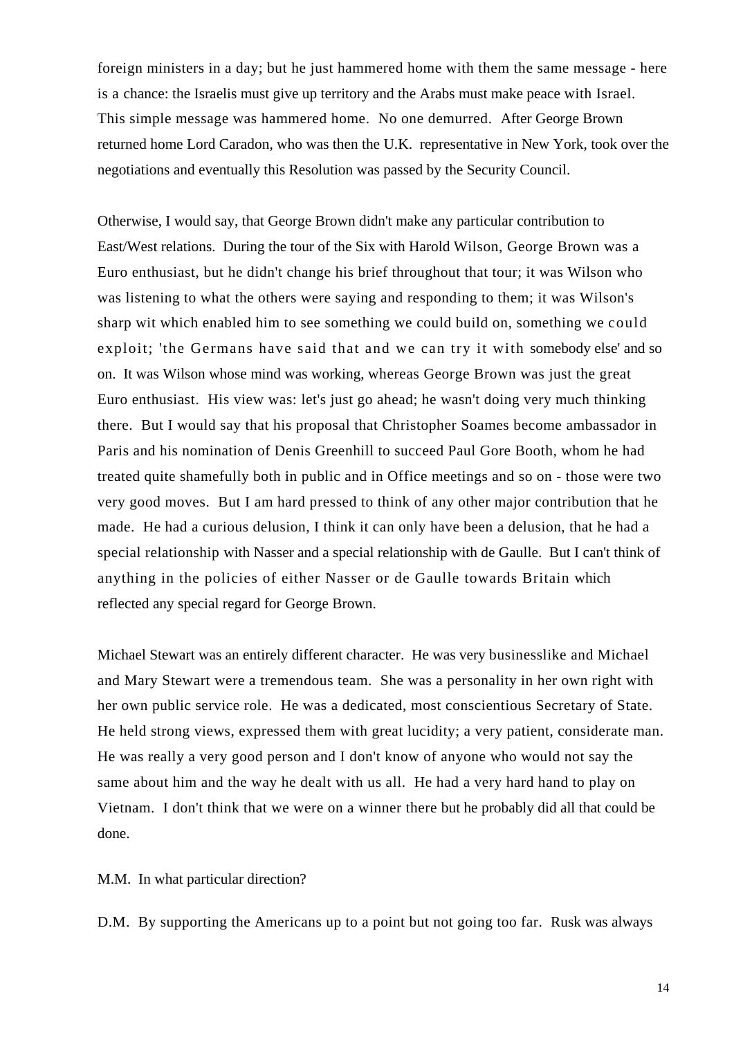foreign ministers in a day; but he just hammered home with them the same message - here is a chance: the Israelis must give up territory and the Arabs must make peace with Israel. This simple message was hammered home. No one demurred. After George Brown returned home Lord Caradon, who was then the U.K. representative in New York, took over the negotiations and eventually this Resolution was passed by the Security Council.

Otherwise, I would say, that George Brown didn't make any particular contribution to East/West relations. During the tour of the Six with Harold Wilson, George Brown was a Euro enthusiast, but he didn't change his brief throughout that tour; it was Wilson who was listening to what the others were saying and responding to them; it was Wilson's sharp wit which enabled him to see something we could build on, something we could exploit; 'the Germans have said that and we can try it with somebody else' and so on. It was Wilson whose mind was working, whereas George Brown was just the great Euro enthusiast. His view was: let's just go ahead; he wasn't doing very much thinking there. But I would say that his proposal that Christopher Soames become ambassador in Paris and his nomination of Denis Greenhill to succeed Paul Gore Booth, whom he had treated quite shamefully both in public and in Office meetings and so on - those were two very good moves. But I am hard pressed to think of any other major contribution that he made. He had a curious delusion, I think it can only have been a delusion, that he had a special relationship with Nasser and a special relationship with de Gaulle. But I can't think of anything in the policies of either Nasser or de Gaulle towards Britain which reflected any special regard for George Brown.

Michael Stewart was an entirely different character. He was very businesslike and Michael and Mary Stewart were a tremendous team. She was a personality in her own right with her own public service role. He was a dedicated, most conscientious Secretary of State. He held strong views, expressed them with great lucidity; a very patient, considerate man. He was really a very good person and I don't know of anyone who would not say the same about him and the way he dealt with us all. He had a very hard hand to play on Vietnam. I don't think that we were on a winner there but he probably did all that could be done.

M.M. In what particular direction?

D.M. By supporting the Americans up to a point but not going too far. Rusk was always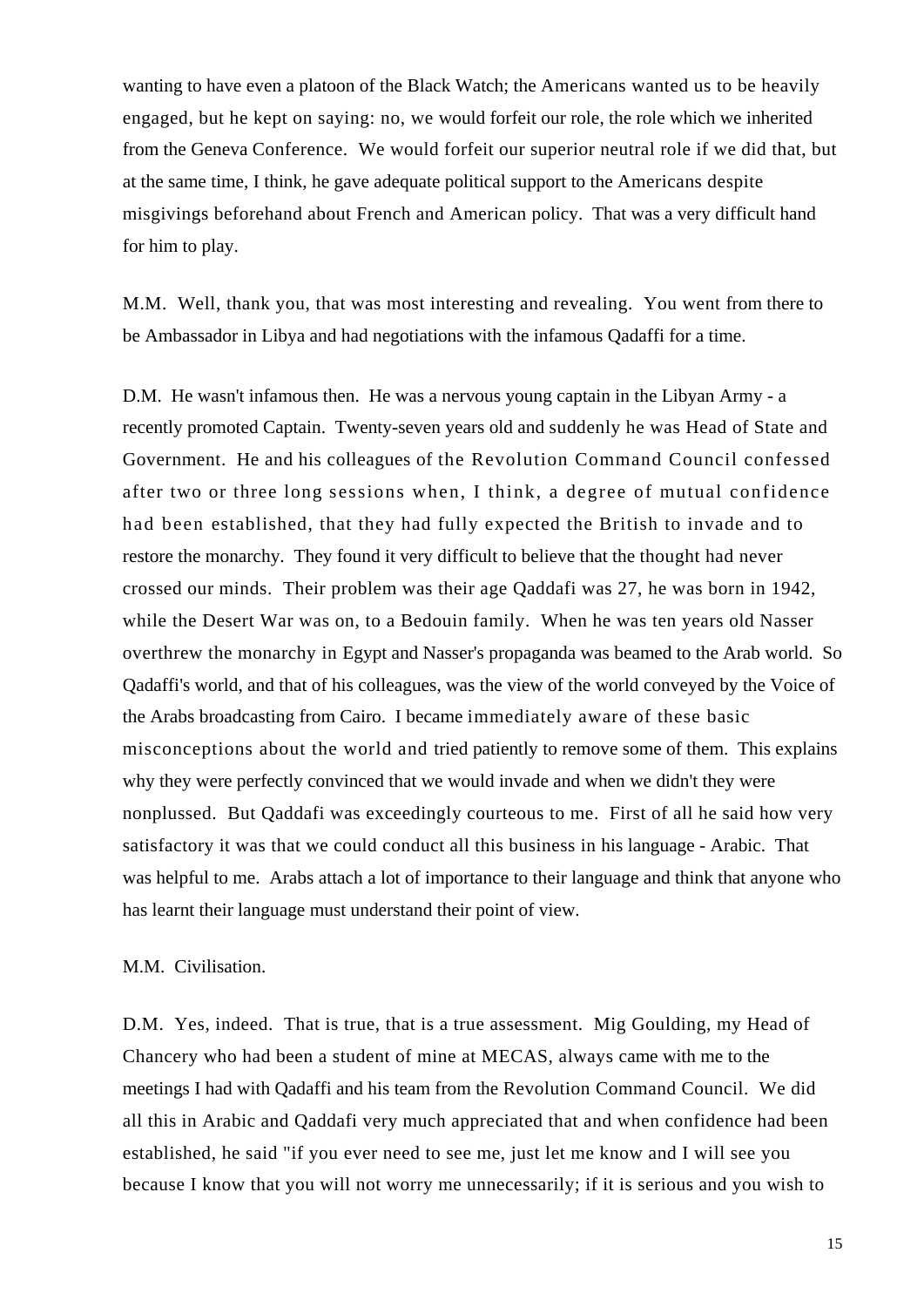wanting to have even a platoon of the Black Watch; the Americans wanted us to be heavily engaged, but he kept on saying: no, we would forfeit our role, the role which we inherited from the Geneva Conference. We would forfeit our superior neutral role if we did that, but at the same time, I think, he gave adequate political support to the Americans despite misgivings beforehand about French and American policy. That was a very difficult hand for him to play.

M.M. Well, thank you, that was most interesting and revealing. You went from there to be Ambassador in Libya and had negotiations with the infamous Qadaffi for a time.

D.M. He wasn't infamous then. He was a nervous young captain in the Libyan Army - a recently promoted Captain. Twenty-seven years old and suddenly he was Head of State and Government. He and his colleagues of the Revolution Command Council confessed after two or three long sessions when, I think, a degree of mutual confidence had been established, that they had fully expected the British to invade and to restore the monarchy. They found it very difficult to believe that the thought had never crossed our minds. Their problem was their age Qaddafi was 27, he was born in 1942, while the Desert War was on, to a Bedouin family. When he was ten years old Nasser overthrew the monarchy in Egypt and Nasser's propaganda was beamed to the Arab world. So Qadaffi's world, and that of his colleagues, was the view of the world conveyed by the Voice of the Arabs broadcasting from Cairo. I became immediately aware of these basic misconceptions about the world and tried patiently to remove some of them. This explains why they were perfectly convinced that we would invade and when we didn't they were nonplussed. But Qaddafi was exceedingly courteous to me. First of all he said how very satisfactory it was that we could conduct all this business in his language - Arabic. That was helpful to me. Arabs attach a lot of importance to their language and think that anyone who has learnt their language must understand their point of view.

M.M. Civilisation.

D.M. Yes, indeed. That is true, that is a true assessment. Mig Goulding, my Head of Chancery who had been a student of mine at MECAS, always came with me to the meetings I had with Qadaffi and his team from the Revolution Command Council. We did all this in Arabic and Qaddafi very much appreciated that and when confidence had been established, he said "if you ever need to see me, just let me know and I will see you because I know that you will not worry me unnecessarily; if it is serious and you wish to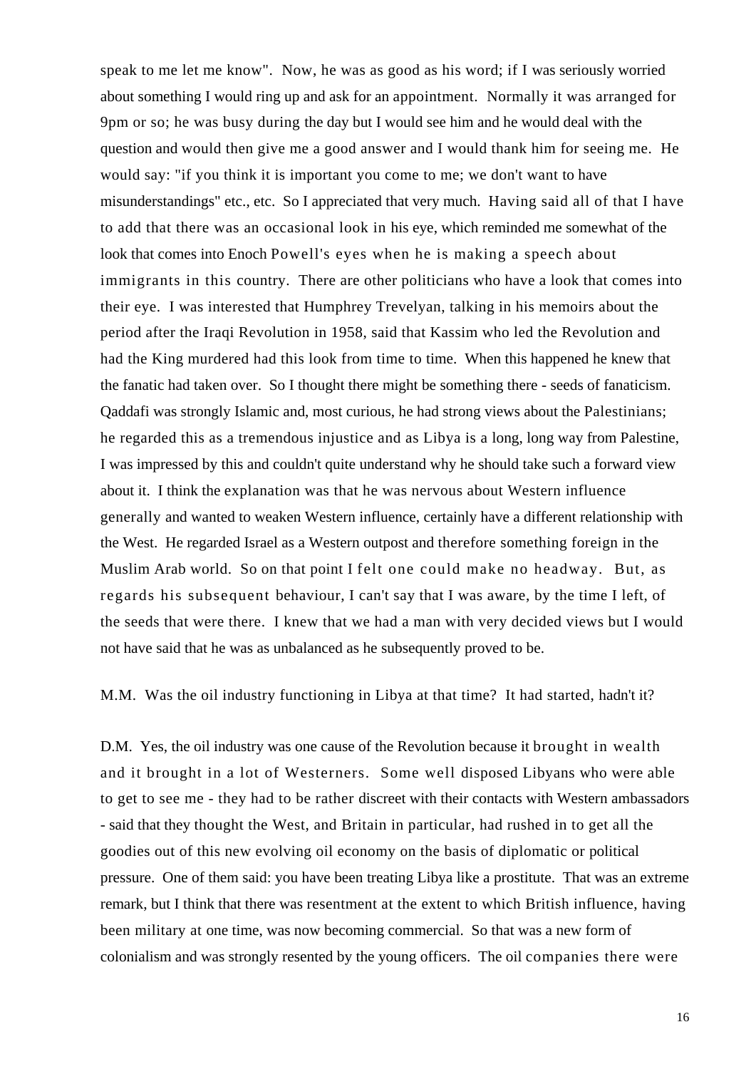speak to me let me know". Now, he was as good as his word; if I was seriously worried about something I would ring up and ask for an appointment. Normally it was arranged for 9pm or so; he was busy during the day but I would see him and he would deal with the question and would then give me a good answer and I would thank him for seeing me. He would say: "if you think it is important you come to me; we don't want to have misunderstandings" etc., etc. So I appreciated that very much. Having said all of that I have to add that there was an occasional look in his eye, which reminded me somewhat of the look that comes into Enoch Powell's eyes when he is making a speech about immigrants in this country. There are other politicians who have a look that comes into their eye. I was interested that Humphrey Trevelyan, talking in his memoirs about the period after the Iraqi Revolution in 1958, said that Kassim who led the Revolution and had the King murdered had this look from time to time. When this happened he knew that the fanatic had taken over. So I thought there might be something there - seeds of fanaticism. Qaddafi was strongly Islamic and, most curious, he had strong views about the Palestinians; he regarded this as a tremendous injustice and as Libya is a long, long way from Palestine, I was impressed by this and couldn't quite understand why he should take such a forward view about it. I think the explanation was that he was nervous about Western influence generally and wanted to weaken Western influence, certainly have a different relationship with the West. He regarded Israel as a Western outpost and therefore something foreign in the Muslim Arab world. So on that point I felt one could make no headway. But, as regards his subsequent behaviour, I can't say that I was aware, by the time I left, of the seeds that were there. I knew that we had a man with very decided views but I would not have said that he was as unbalanced as he subsequently proved to be.

M.M. Was the oil industry functioning in Libya at that time? It had started, hadn't it?

D.M. Yes, the oil industry was one cause of the Revolution because it brought in wealth and it brought in a lot of Westerners. Some well disposed Libyans who were able to get to see me - they had to be rather discreet with their contacts with Western ambassadors - said that they thought the West, and Britain in particular, had rushed in to get all the goodies out of this new evolving oil economy on the basis of diplomatic or political pressure. One of them said: you have been treating Libya like a prostitute. That was an extreme remark, but I think that there was resentment at the extent to which British influence, having been military at one time, was now becoming commercial. So that was a new form of colonialism and was strongly resented by the young officers. The oil companies there were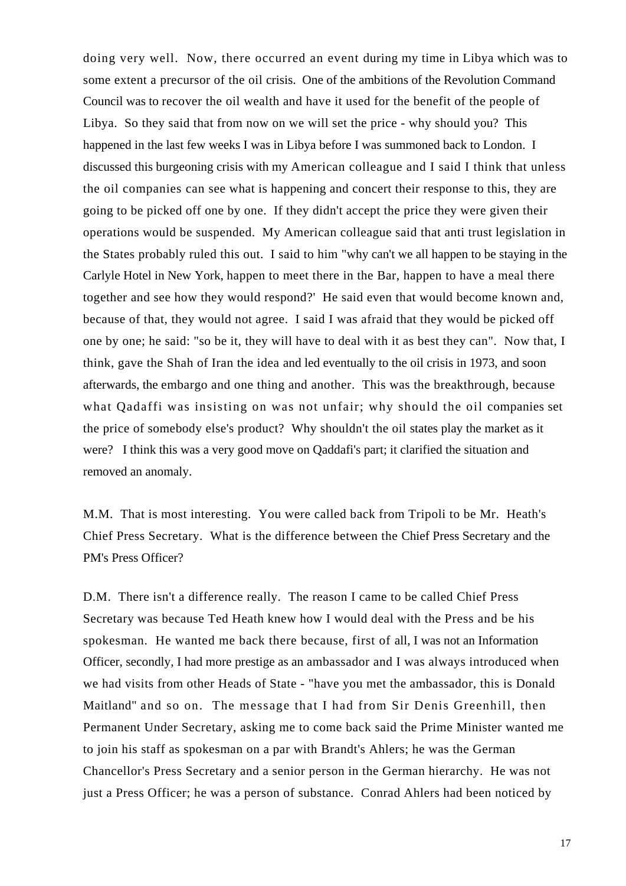doing very well. Now, there occurred an event during my time in Libya which was to some extent a precursor of the oil crisis. One of the ambitions of the Revolution Command Council was to recover the oil wealth and have it used for the benefit of the people of Libya. So they said that from now on we will set the price - why should you? This happened in the last few weeks I was in Libya before I was summoned back to London. I discussed this burgeoning crisis with my American colleague and I said I think that unless the oil companies can see what is happening and concert their response to this, they are going to be picked off one by one. If they didn't accept the price they were given their operations would be suspended. My American colleague said that anti trust legislation in the States probably ruled this out. I said to him "why can't we all happen to be staying in the Carlyle Hotel in New York, happen to meet there in the Bar, happen to have a meal there together and see how they would respond?' He said even that would become known and, because of that, they would not agree. I said I was afraid that they would be picked off one by one; he said: "so be it, they will have to deal with it as best they can". Now that, I think, gave the Shah of Iran the idea and led eventually to the oil crisis in 1973, and soon afterwards, the embargo and one thing and another. This was the breakthrough, because what Qadaffi was insisting on was not unfair; why should the oil companies set the price of somebody else's product? Why shouldn't the oil states play the market as it were? I think this was a very good move on Qaddafi's part; it clarified the situation and removed an anomaly.

M.M. That is most interesting. You were called back from Tripoli to be Mr. Heath's Chief Press Secretary. What is the difference between the Chief Press Secretary and the PM's Press Officer?

D.M. There isn't a difference really. The reason I came to be called Chief Press Secretary was because Ted Heath knew how I would deal with the Press and be his spokesman. He wanted me back there because, first of all, I was not an Information Officer, secondly, I had more prestige as an ambassador and I was always introduced when we had visits from other Heads of State - "have you met the ambassador, this is Donald Maitland" and so on. The message that I had from Sir Denis Greenhill, then Permanent Under Secretary, asking me to come back said the Prime Minister wanted me to join his staff as spokesman on a par with Brandt's Ahlers; he was the German Chancellor's Press Secretary and a senior person in the German hierarchy. He was not just a Press Officer; he was a person of substance. Conrad Ahlers had been noticed by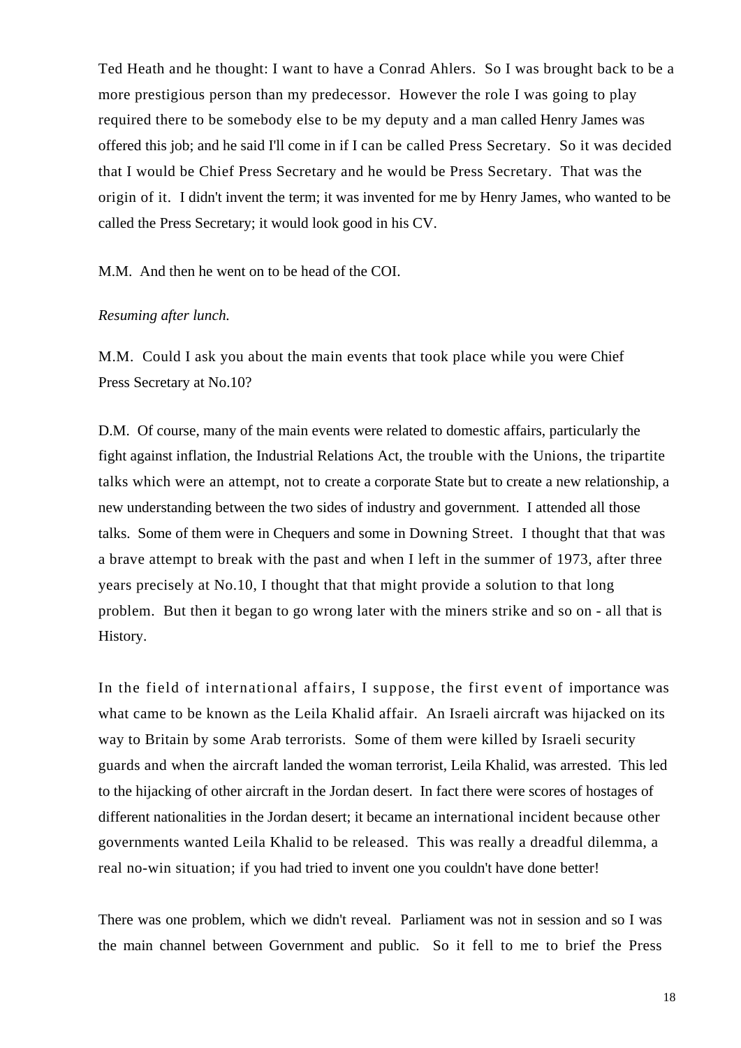Ted Heath and he thought: I want to have a Conrad Ahlers. So I was brought back to be a more prestigious person than my predecessor. However the role I was going to play required there to be somebody else to be my deputy and a man called Henry James was offered this job; and he said I'll come in if I can be called Press Secretary. So it was decided that I would be Chief Press Secretary and he would be Press Secretary. That was the origin of it. I didn't invent the term; it was invented for me by Henry James, who wanted to be called the Press Secretary; it would look good in his CV.

M.M. And then he went on to be head of the COI.

*Resuming after lunch.*

M.M. Could I ask you about the main events that took place while you were Chief Press Secretary at No.10?

D.M. Of course, many of the main events were related to domestic affairs, particularly the fight against inflation, the Industrial Relations Act, the trouble with the Unions, the tripartite talks which were an attempt, not to create a corporate State but to create a new relationship, a new understanding between the two sides of industry and government. I attended all those talks. Some of them were in Chequers and some in Downing Street. I thought that that was a brave attempt to break with the past and when I left in the summer of 1973, after three years precisely at No.10, I thought that that might provide a solution to that long problem. But then it began to go wrong later with the miners strike and so on - all that is History.

In the field of international affairs, I suppose, the first event of importance was what came to be known as the Leila Khalid affair. An Israeli aircraft was hijacked on its way to Britain by some Arab terrorists. Some of them were killed by Israeli security guards and when the aircraft landed the woman terrorist, Leila Khalid, was arrested. This led to the hijacking of other aircraft in the Jordan desert. In fact there were scores of hostages of different nationalities in the Jordan desert; it became an international incident because other governments wanted Leila Khalid to be released. This was really a dreadful dilemma, a real no-win situation; if you had tried to invent one you couldn't have done better!

There was one problem, which we didn't reveal. Parliament was not in session and so I was the main channel between Government and public. So it fell to me to brief the Press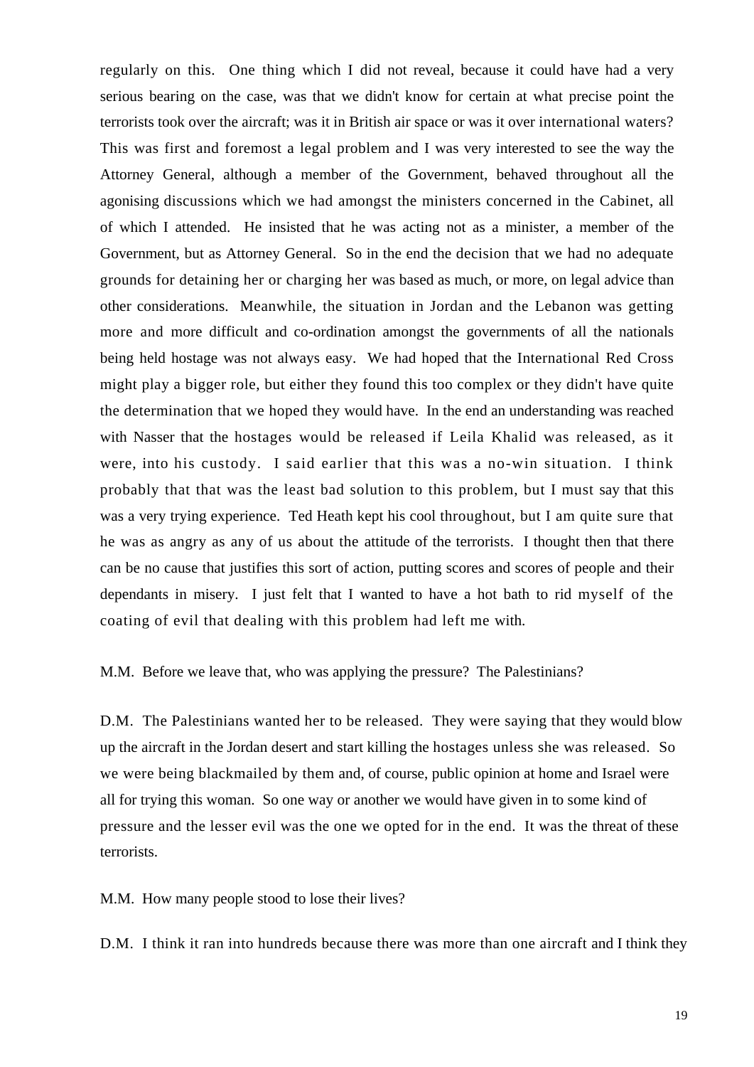regularly on this. One thing which I did not reveal, because it could have had a very serious bearing on the case, was that we didn't know for certain at what precise point the terrorists took over the aircraft; was it in British air space or was it over international waters? This was first and foremost a legal problem and I was very interested to see the way the Attorney General, although a member of the Government, behaved throughout all the agonising discussions which we had amongst the ministers concerned in the Cabinet, all of which I attended. He insisted that he was acting not as a minister, a member of the Government, but as Attorney General. So in the end the decision that we had no adequate grounds for detaining her or charging her was based as much, or more, on legal advice than other considerations. Meanwhile, the situation in Jordan and the Lebanon was getting more and more difficult and co-ordination amongst the governments of all the nationals being held hostage was not always easy. We had hoped that the International Red Cross might play a bigger role, but either they found this too complex or they didn't have quite the determination that we hoped they would have. In the end an understanding was reached with Nasser that the hostages would be released if Leila Khalid was released, as it were, into his custody. I said earlier that this was a no-win situation. I think probably that that was the least bad solution to this problem, but I must say that this was a very trying experience. Ted Heath kept his cool throughout, but I am quite sure that he was as angry as any of us about the attitude of the terrorists. I thought then that there can be no cause that justifies this sort of action, putting scores and scores of people and their dependants in misery. I just felt that I wanted to have a hot bath to rid myself of the coating of evil that dealing with this problem had left me with.

M.M. Before we leave that, who was applying the pressure? The Palestinians?

D.M. The Palestinians wanted her to be released. They were saying that they would blow up the aircraft in the Jordan desert and start killing the hostages unless she was released. So we were being blackmailed by them and, of course, public opinion at home and Israel were all for trying this woman. So one way or another we would have given in to some kind of pressure and the lesser evil was the one we opted for in the end. It was the threat of these terrorists.

M.M. How many people stood to lose their lives?

D.M. I think it ran into hundreds because there was more than one aircraft and I think they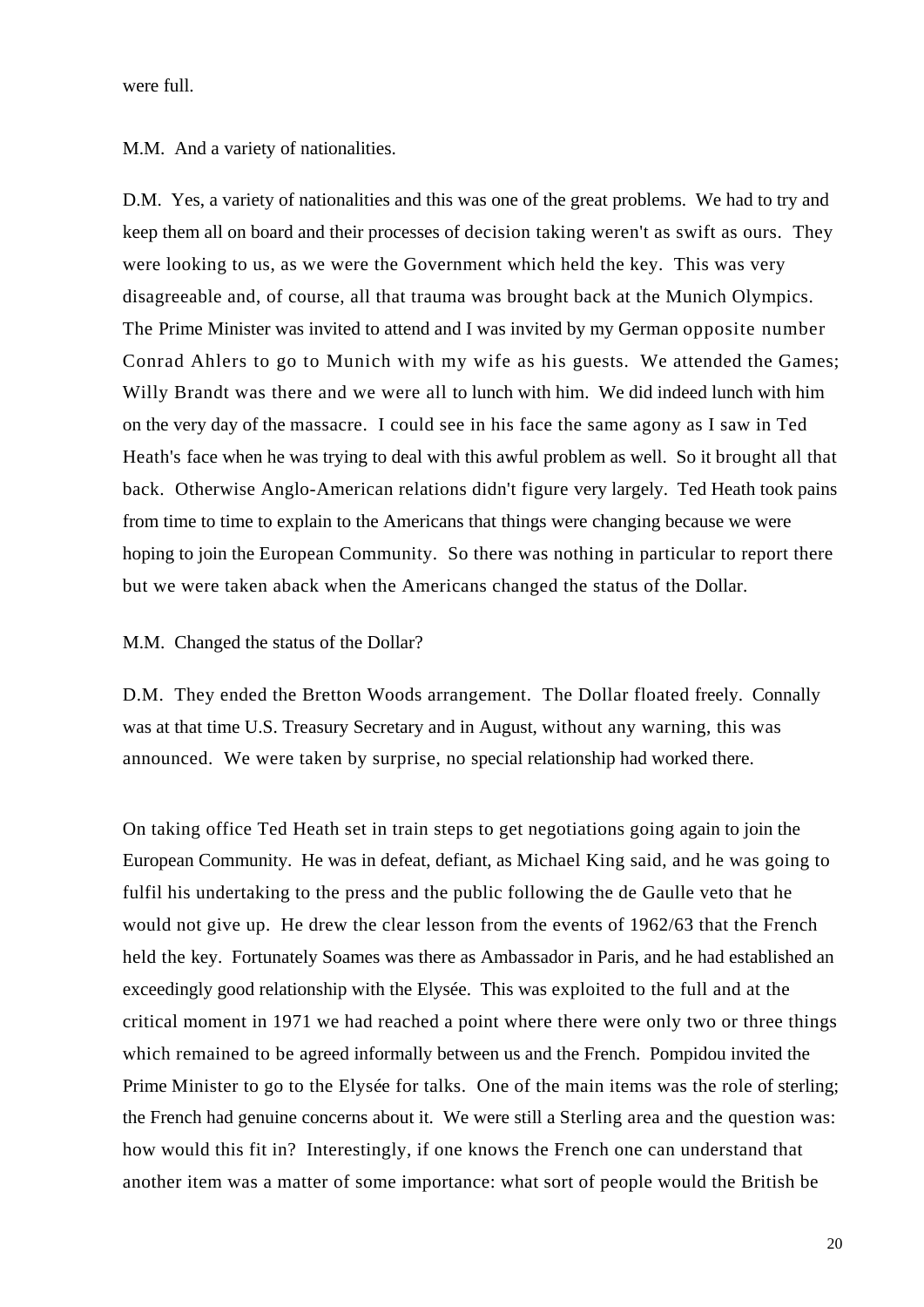were full.

M.M. And a variety of nationalities.

D.M. Yes, a variety of nationalities and this was one of the great problems. We had to try and keep them all on board and their processes of decision taking weren't as swift as ours. They were looking to us, as we were the Government which held the key. This was very disagreeable and, of course, all that trauma was brought back at the Munich Olympics. The Prime Minister was invited to attend and I was invited by my German opposite number Conrad Ahlers to go to Munich with my wife as his guests. We attended the Games; Willy Brandt was there and we were all to lunch with him. We did indeed lunch with him on the very day of the massacre. I could see in his face the same agony as I saw in Ted Heath's face when he was trying to deal with this awful problem as well. So it brought all that back. Otherwise Anglo-American relations didn't figure very largely. Ted Heath took pains from time to time to explain to the Americans that things were changing because we were hoping to join the European Community. So there was nothing in particular to report there but we were taken aback when the Americans changed the status of the Dollar.

M.M. Changed the status of the Dollar?

D.M. They ended the Bretton Woods arrangement. The Dollar floated freely. Connally was at that time U.S. Treasury Secretary and in August, without any warning, this was announced. We were taken by surprise, no special relationship had worked there.

On taking office Ted Heath set in train steps to get negotiations going again to join the European Community. He was in defeat, defiant, as Michael King said, and he was going to fulfil his undertaking to the press and the public following the de Gaulle veto that he would not give up. He drew the clear lesson from the events of 1962/63 that the French held the key. Fortunately Soames was there as Ambassador in Paris, and he had established an exceedingly good relationship with the Elysée. This was exploited to the full and at the critical moment in 1971 we had reached a point where there were only two or three things which remained to be agreed informally between us and the French. Pompidou invited the Prime Minister to go to the Elysée for talks. One of the main items was the role of sterling; the French had genuine concerns about it. We were still a Sterling area and the question was: how would this fit in? Interestingly, if one knows the French one can understand that another item was a matter of some importance: what sort of people would the British be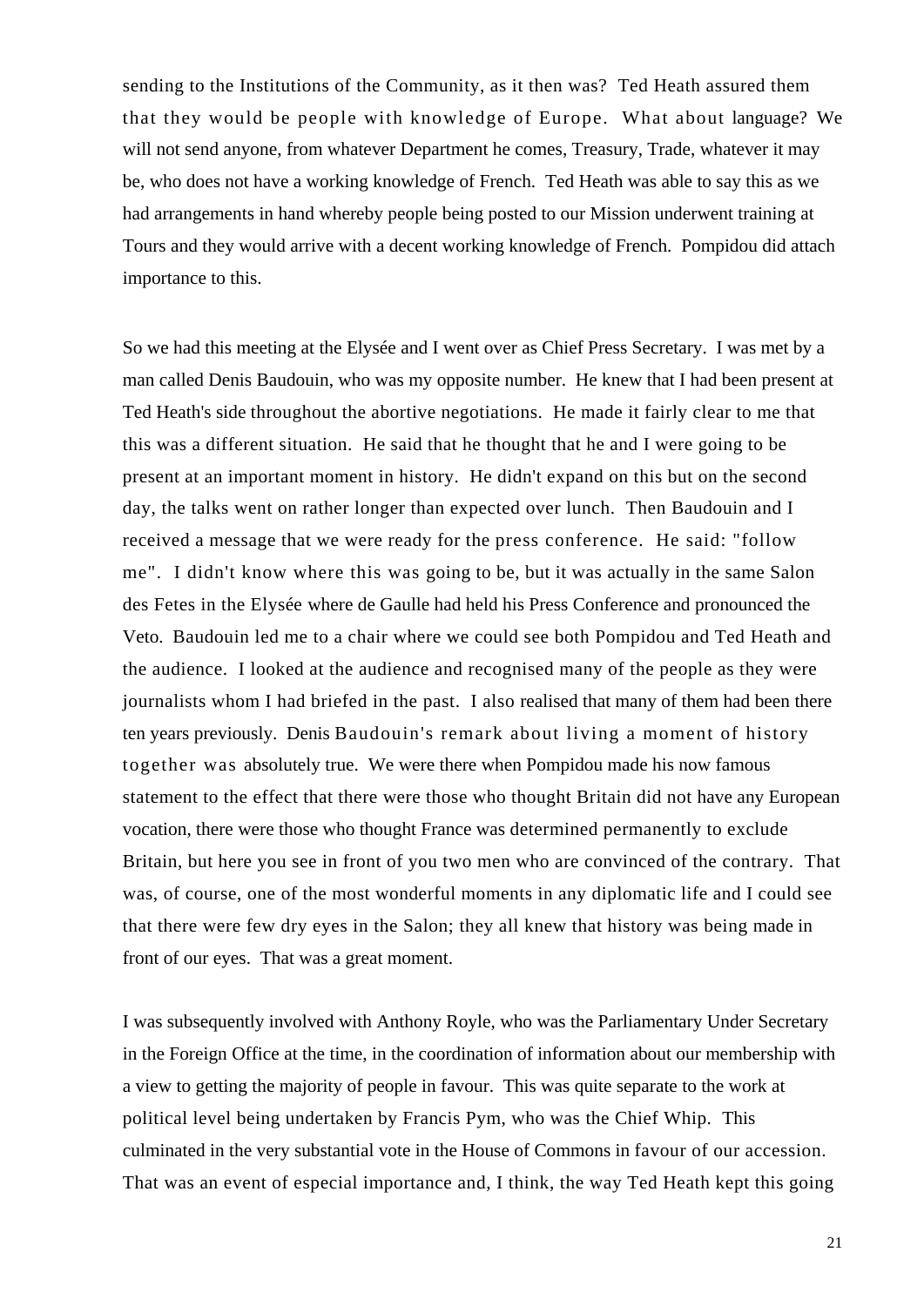sending to the Institutions of the Community, as it then was? Ted Heath assured them that they would be people with knowledge of Europe. What about language? We will not send anyone, from whatever Department he comes, Treasury, Trade, whatever it may be, who does not have a working knowledge of French. Ted Heath was able to say this as we had arrangements in hand whereby people being posted to our Mission underwent training at Tours and they would arrive with a decent working knowledge of French. Pompidou did attach importance to this.

So we had this meeting at the Elysée and I went over as Chief Press Secretary. I was met by a man called Denis Baudouin, who was my opposite number. He knew that I had been present at Ted Heath's side throughout the abortive negotiations. He made it fairly clear to me that this was a different situation. He said that he thought that he and I were going to be present at an important moment in history. He didn't expand on this but on the second day, the talks went on rather longer than expected over lunch. Then Baudouin and I received a message that we were ready for the press conference. He said: "follow me". I didn't know where this was going to be, but it was actually in the same Salon des Fetes in the Elysée where de Gaulle had held his Press Conference and pronounced the Veto. Baudouin led me to a chair where we could see both Pompidou and Ted Heath and the audience. I looked at the audience and recognised many of the people as they were journalists whom I had briefed in the past. I also realised that many of them had been there ten years previously. Denis Baudouin's remark about living a moment of history together was absolutely true. We were there when Pompidou made his now famous statement to the effect that there were those who thought Britain did not have any European vocation, there were those who thought France was determined permanently to exclude Britain, but here you see in front of you two men who are convinced of the contrary. That was, of course, one of the most wonderful moments in any diplomatic life and I could see that there were few dry eyes in the Salon; they all knew that history was being made in front of our eyes. That was a great moment.

I was subsequently involved with Anthony Royle, who was the Parliamentary Under Secretary in the Foreign Office at the time, in the coordination of information about our membership with a view to getting the majority of people in favour. This was quite separate to the work at political level being undertaken by Francis Pym, who was the Chief Whip. This culminated in the very substantial vote in the House of Commons in favour of our accession. That was an event of especial importance and, I think, the way Ted Heath kept this going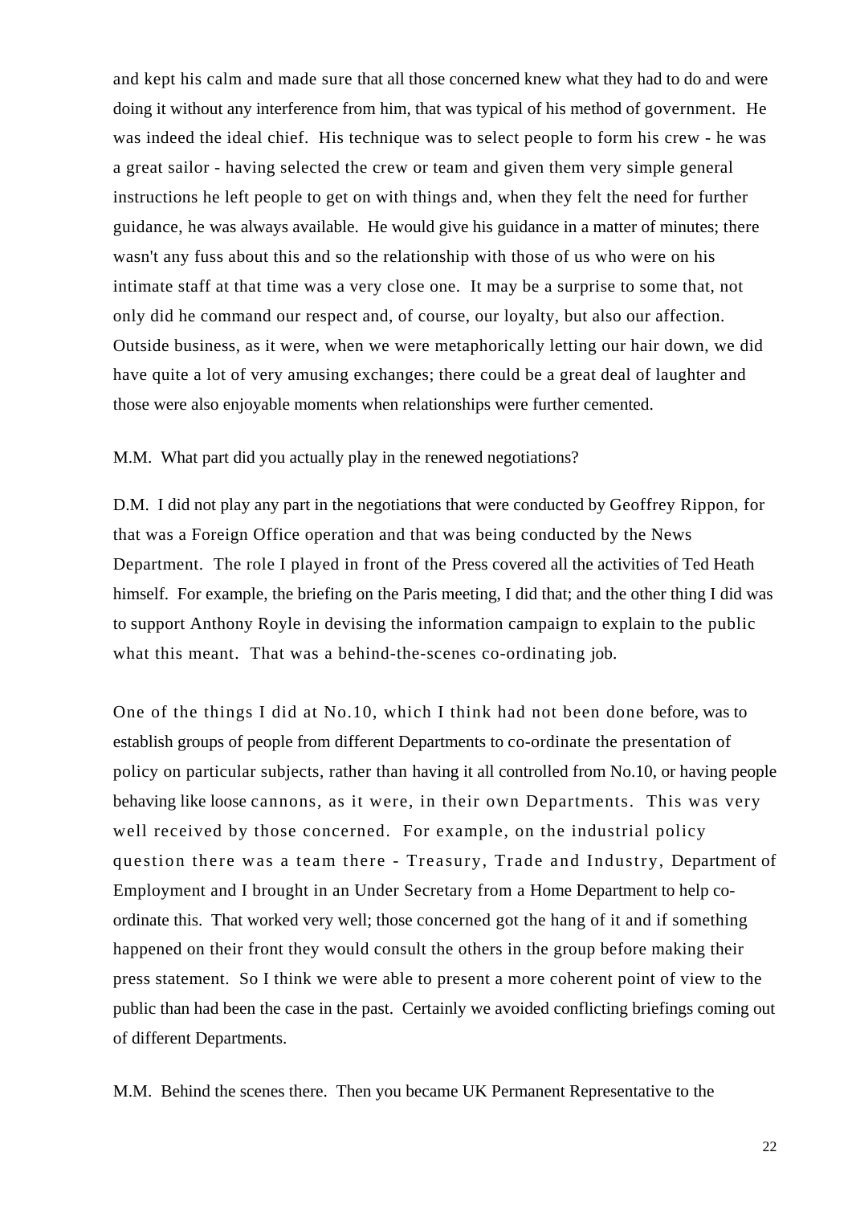and kept his calm and made sure that all those concerned knew what they had to do and were doing it without any interference from him, that was typical of his method of government. He was indeed the ideal chief. His technique was to select people to form his crew - he was a great sailor - having selected the crew or team and given them very simple general instructions he left people to get on with things and, when they felt the need for further guidance, he was always available. He would give his guidance in a matter of minutes; there wasn't any fuss about this and so the relationship with those of us who were on his intimate staff at that time was a very close one. It may be a surprise to some that, not only did he command our respect and, of course, our loyalty, but also our affection. Outside business, as it were, when we were metaphorically letting our hair down, we did have quite a lot of very amusing exchanges; there could be a great deal of laughter and those were also enjoyable moments when relationships were further cemented.

M.M. What part did you actually play in the renewed negotiations?

D.M. I did not play any part in the negotiations that were conducted by Geoffrey Rippon, for that was a Foreign Office operation and that was being conducted by the News Department. The role I played in front of the Press covered all the activities of Ted Heath himself. For example, the briefing on the Paris meeting, I did that; and the other thing I did was to support Anthony Royle in devising the information campaign to explain to the public what this meant. That was a behind-the-scenes co-ordinating job.

One of the things I did at No.10, which I think had not been done before, was to establish groups of people from different Departments to co-ordinate the presentation of policy on particular subjects, rather than having it all controlled from No.10, or having people behaving like loose cannons, as it were, in their own Departments. This was very well received by those concerned. For example, on the industrial policy question there was a team there - Treasury, Trade and Industry, Department of Employment and I brought in an Under Secretary from a Home Department to help co-ordinate this. That worked very well; those concerned got the hang of it and if something happened on their front they would consult the others in the group before making their press statement. So I think we were able to present a more coherent point of view to the public than had been the case in the past. Certainly we avoided conflicting briefings coming out of different Departments.

M.M. Behind the scenes there. Then you became UK Permanent Representative to the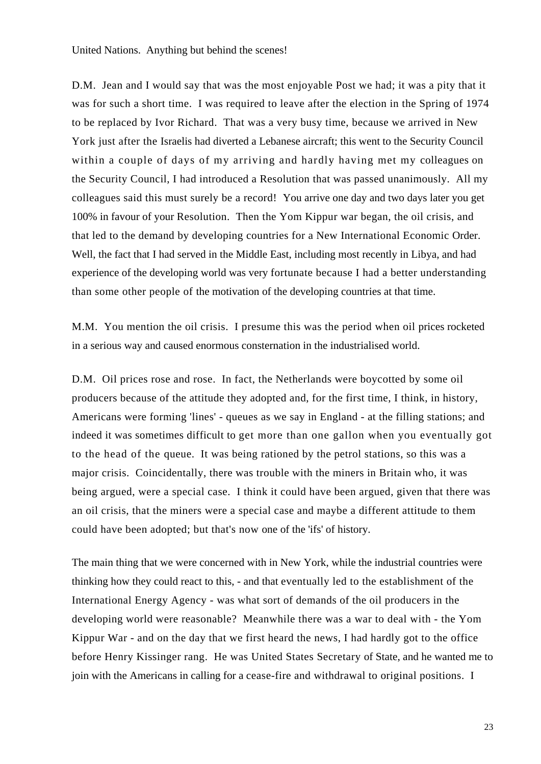United Nations. Anything but behind the scenes!

D.M. Jean and I would say that was the most enjoyable Post we had; it was a pity that it was for such a short time. I was required to leave after the election in the Spring of 1974 to be replaced by Ivor Richard. That was a very busy time, because we arrived in New York just after the Israelis had diverted a Lebanese aircraft; this went to the Security Council within a couple of days of my arriving and hardly having met my colleagues on the Security Council, I had introduced a Resolution that was passed unanimously. All my colleagues said this must surely be a record! You arrive one day and two days later you get 100% in favour of your Resolution. Then the Yom Kippur war began, the oil crisis, and that led to the demand by developing countries for a New International Economic Order. Well, the fact that I had served in the Middle East, including most recently in Libya, and had experience of the developing world was very fortunate because I had a better understanding than some other people of the motivation of the developing countries at that time.

M.M. You mention the oil crisis. I presume this was the period when oil prices rocketed in a serious way and caused enormous consternation in the industrialised world.

D.M. Oil prices rose and rose. In fact, the Netherlands were boycotted by some oil producers because of the attitude they adopted and, for the first time, I think, in history, Americans were forming 'lines' - queues as we say in England - at the filling stations; and indeed it was sometimes difficult to get more than one gallon when you eventually got to the head of the queue. It was being rationed by the petrol stations, so this was a major crisis. Coincidentally, there was trouble with the miners in Britain who, it was being argued, were a special case. I think it could have been argued, given that there was an oil crisis, that the miners were a special case and maybe a different attitude to them could have been adopted; but that's now one of the 'ifs' of history.

The main thing that we were concerned with in New York, while the industrial countries were thinking how they could react to this, - and that eventually led to the establishment of the International Energy Agency - was what sort of demands of the oil producers in the developing world were reasonable? Meanwhile there was a war to deal with - the Yom Kippur War - and on the day that we first heard the news, I had hardly got to the office before Henry Kissinger rang. He was United States Secretary of State, and he wanted me to join with the Americans in calling for a cease-fire and withdrawal to original positions. I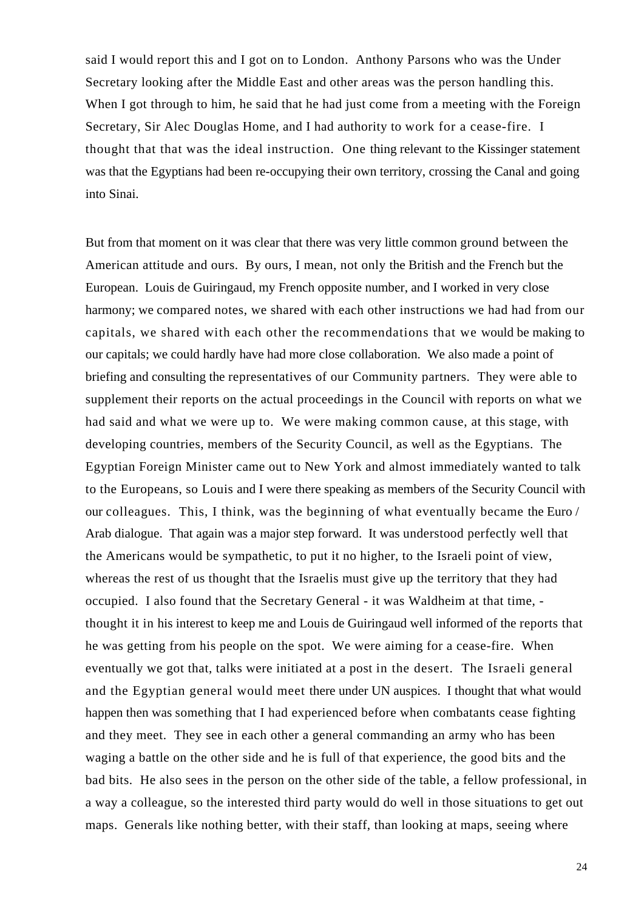said I would report this and I got on to London. Anthony Parsons who was the Under Secretary looking after the Middle East and other areas was the person handling this. When I got through to him, he said that he had just come from a meeting with the Foreign Secretary, Sir Alec Douglas Home, and I had authority to work for a cease-fire. I thought that that was the ideal instruction. One thing relevant to the Kissinger statement was that the Egyptians had been re-occupying their own territory, crossing the Canal and going into Sinai.

But from that moment on it was clear that there was very little common ground between the American attitude and ours. By ours, I mean, not only the British and the French but the European. Louis de Guiringaud, my French opposite number, and I worked in very close harmony; we compared notes, we shared with each other instructions we had had from our capitals, we shared with each other the recommendations that we would be making to our capitals; we could hardly have had more close collaboration. We also made a point of briefing and consulting the representatives of our Community partners. They were able to supplement their reports on the actual proceedings in the Council with reports on what we had said and what we were up to. We were making common cause, at this stage, with developing countries, members of the Security Council, as well as the Egyptians. The Egyptian Foreign Minister came out to New York and almost immediately wanted to talk to the Europeans, so Louis and I were there speaking as members of the Security Council with our colleagues. This, I think, was the beginning of what eventually became the Euro / Arab dialogue. That again was a major step forward. It was understood perfectly well that the Americans would be sympathetic, to put it no higher, to the Israeli point of view, whereas the rest of us thought that the Israelis must give up the territory that they had occupied. I also found that the Secretary General - it was Waldheim at that time, - thought it in his interest to keep me and Louis de Guiringaud well informed of the reports that he was getting from his people on the spot. We were aiming for a cease-fire. When eventually we got that, talks were initiated at a post in the desert. The Israeli general and the Egyptian general would meet there under UN auspices. I thought that what would happen then was something that I had experienced before when combatants cease fighting and they meet. They see in each other a general commanding an army who has been waging a battle on the other side and he is full of that experience, the good bits and the bad bits. He also sees in the person on the other side of the table, a fellow professional, in a way a colleague, so the interested third party would do well in those situations to get out maps. Generals like nothing better, with their staff, than looking at maps, seeing where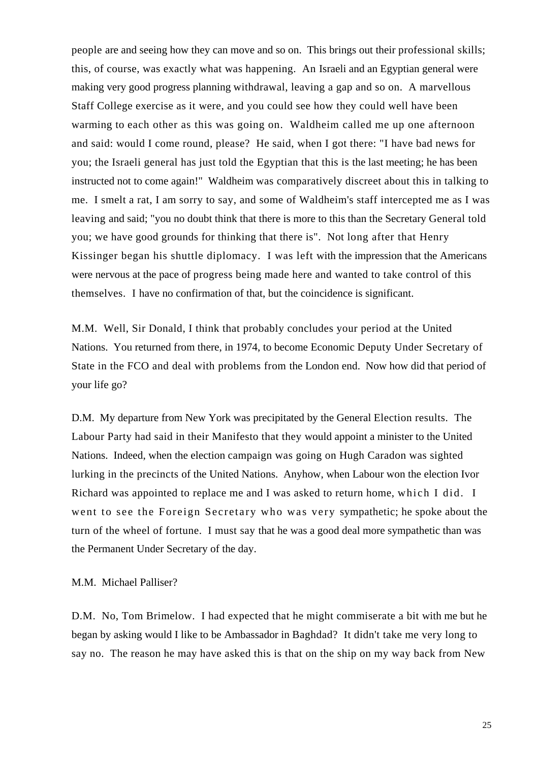people are and seeing how they can move and so on. This brings out their professional skills; this, of course, was exactly what was happening. An Israeli and an Egyptian general were making very good progress planning withdrawal, leaving a gap and so on. A marvellous Staff College exercise as it were, and you could see how they could well have been warming to each other as this was going on. Waldheim called me up one afternoon and said: would I come round, please? He said, when I got there: "I have bad news for you; the Israeli general has just told the Egyptian that this is the last meeting; he has been instructed not to come again!" Waldheim was comparatively discreet about this in talking to me. I smelt a rat, I am sorry to say, and some of Waldheim's staff intercepted me as I was leaving and said; "you no doubt think that there is more to this than the Secretary General told you; we have good grounds for thinking that there is". Not long after that Henry Kissinger began his shuttle diplomacy. I was left with the impression that the Americans were nervous at the pace of progress being made here and wanted to take control of this themselves. I have no confirmation of that, but the coincidence is significant.

M.M. Well, Sir Donald, I think that probably concludes your period at the United Nations. You returned from there, in 1974, to become Economic Deputy Under Secretary of State in the FCO and deal with problems from the London end. Now how did that period of your life go?

D.M. My departure from New York was precipitated by the General Election results. The Labour Party had said in their Manifesto that they would appoint a minister to the United Nations. Indeed, when the election campaign was going on Hugh Caradon was sighted lurking in the precincts of the United Nations. Anyhow, when Labour won the election Ivor Richard was appointed to replace me and I was asked to return home, which I did. I went to see the Foreign Secretary who was very sympathetic; he spoke about the turn of the wheel of fortune. I must say that he was a good deal more sympathetic than was the Permanent Under Secretary of the day.

M.M. Michael Palliser?

D.M. No, Tom Brimelow. I had expected that he might commiserate a bit with me but he began by asking would I like to be Ambassador in Baghdad? It didn't take me very long to say no. The reason he may have asked this is that on the ship on my way back from New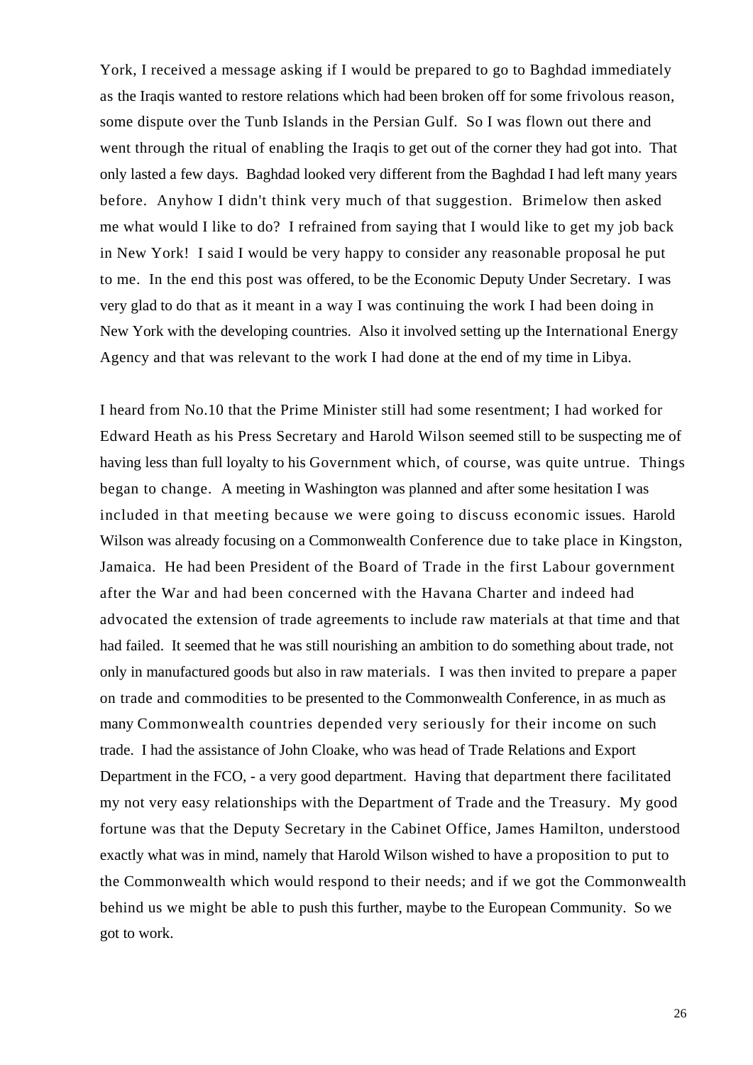York, I received a message asking if I would be prepared to go to Baghdad immediately as the Iraqis wanted to restore relations which had been broken off for some frivolous reason, some dispute over the Tunb Islands in the Persian Gulf. So I was flown out there and went through the ritual of enabling the Iraqis to get out of the corner they had got into. That only lasted a few days. Baghdad looked very different from the Baghdad I had left many years before. Anyhow I didn't think very much of that suggestion. Brimelow then asked me what would I like to do? I refrained from saying that I would like to get my job back in New York! I said I would be very happy to consider any reasonable proposal he put to me. In the end this post was offered, to be the Economic Deputy Under Secretary. I was very glad to do that as it meant in a way I was continuing the work I had been doing in New York with the developing countries. Also it involved setting up the International Energy Agency and that was relevant to the work I had done at the end of my time in Libya.

I heard from No.10 that the Prime Minister still had some resentment; I had worked for Edward Heath as his Press Secretary and Harold Wilson seemed still to be suspecting me of having less than full loyalty to his Government which, of course, was quite untrue. Things began to change. A meeting in Washington was planned and after some hesitation I was included in that meeting because we were going to discuss economic issues. Harold Wilson was already focusing on a Commonwealth Conference due to take place in Kingston, Jamaica. He had been President of the Board of Trade in the first Labour government after the War and had been concerned with the Havana Charter and indeed had advocated the extension of trade agreements to include raw materials at that time and that had failed. It seemed that he was still nourishing an ambition to do something about trade, not only in manufactured goods but also in raw materials. I was then invited to prepare a paper on trade and commodities to be presented to the Commonwealth Conference, in as much as many Commonwealth countries depended very seriously for their income on such trade. I had the assistance of John Cloake, who was head of Trade Relations and Export Department in the FCO, - a very good department. Having that department there facilitated my not very easy relationships with the Department of Trade and the Treasury. My good fortune was that the Deputy Secretary in the Cabinet Office, James Hamilton, understood exactly what was in mind, namely that Harold Wilson wished to have a proposition to put to the Commonwealth which would respond to their needs; and if we got the Commonwealth behind us we might be able to push this further, maybe to the European Community. So we got to work.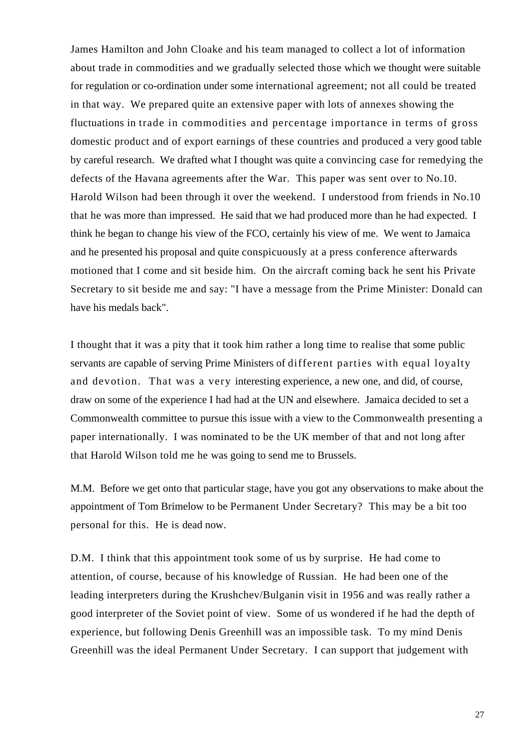James Hamilton and John Cloake and his team managed to collect a lot of information about trade in commodities and we gradually selected those which we thought were suitable for regulation or co-ordination under some international agreement; not all could be treated in that way. We prepared quite an extensive paper with lots of annexes showing the fluctuations in trade in commodities and percentage importance in terms of gross domestic product and of export earnings of these countries and produced a very good table by careful research. We drafted what I thought was quite a convincing case for remedying the defects of the Havana agreements after the War. This paper was sent over to No.10. Harold Wilson had been through it over the weekend. I understood from friends in No.10 that he was more than impressed. He said that we had produced more than he had expected. I think he began to change his view of the FCO, certainly his view of me. We went to Jamaica and he presented his proposal and quite conspicuously at a press conference afterwards motioned that I come and sit beside him. On the aircraft coming back he sent his Private Secretary to sit beside me and say: "I have a message from the Prime Minister: Donald can have his medals back".

I thought that it was a pity that it took him rather a long time to realise that some public servants are capable of serving Prime Ministers of different parties with equal loyalty and devotion. That was a very interesting experience, a new one, and did, of course, draw on some of the experience I had had at the UN and elsewhere. Jamaica decided to set a Commonwealth committee to pursue this issue with a view to the Commonwealth presenting a paper internationally. I was nominated to be the UK member of that and not long after that Harold Wilson told me he was going to send me to Brussels.

M.M. Before we get onto that particular stage, have you got any observations to make about the appointment of Tom Brimelow to be Permanent Under Secretary? This may be a bit too personal for this. He is dead now.

D.M. I think that this appointment took some of us by surprise. He had come to attention, of course, because of his knowledge of Russian. He had been one of the leading interpreters during the Krushchev/Bulganin visit in 1956 and was really rather a good interpreter of the Soviet point of view. Some of us wondered if he had the depth of experience, but following Denis Greenhill was an impossible task. To my mind Denis Greenhill was the ideal Permanent Under Secretary. I can support that judgement with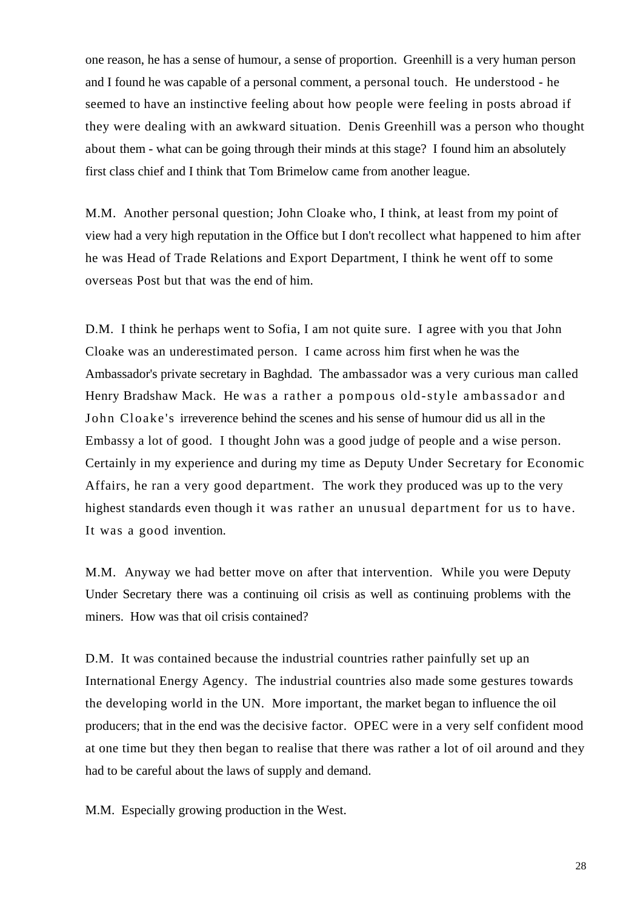one reason, he has a sense of humour, a sense of proportion. Greenhill is a very human person and I found he was capable of a personal comment, a personal touch. He understood - he seemed to have an instinctive feeling about how people were feeling in posts abroad if they were dealing with an awkward situation. Denis Greenhill was a person who thought about them - what can be going through their minds at this stage? I found him an absolutely first class chief and I think that Tom Brimelow came from another league.

M.M. Another personal question; John Cloake who, I think, at least from my point of view had a very high reputation in the Office but I don't recollect what happened to him after he was Head of Trade Relations and Export Department, I think he went off to some overseas Post but that was the end of him.

D.M. I think he perhaps went to Sofia, I am not quite sure. I agree with you that John Cloake was an underestimated person. I came across him first when he was the Ambassador's private secretary in Baghdad. The ambassador was a very curious man called Henry Bradshaw Mack. He was a rather a pompous old-style ambassador and John Cloake's irreverence behind the scenes and his sense of humour did us all in the Embassy a lot of good. I thought John was a good judge of people and a wise person. Certainly in my experience and during my time as Deputy Under Secretary for Economic Affairs, he ran a very good department. The work they produced was up to the very highest standards even though it was rather an unusual department for us to have. It was a good invention.

M.M. Anyway we had better move on after that intervention. While you were Deputy Under Secretary there was a continuing oil crisis as well as continuing problems with the miners. How was that oil crisis contained?

D.M. It was contained because the industrial countries rather painfully set up an International Energy Agency. The industrial countries also made some gestures towards the developing world in the UN. More important, the market began to influence the oil producers; that in the end was the decisive factor. OPEC were in a very self confident mood at one time but they then began to realise that there was rather a lot of oil around and they had to be careful about the laws of supply and demand.

M.M. Especially growing production in the West.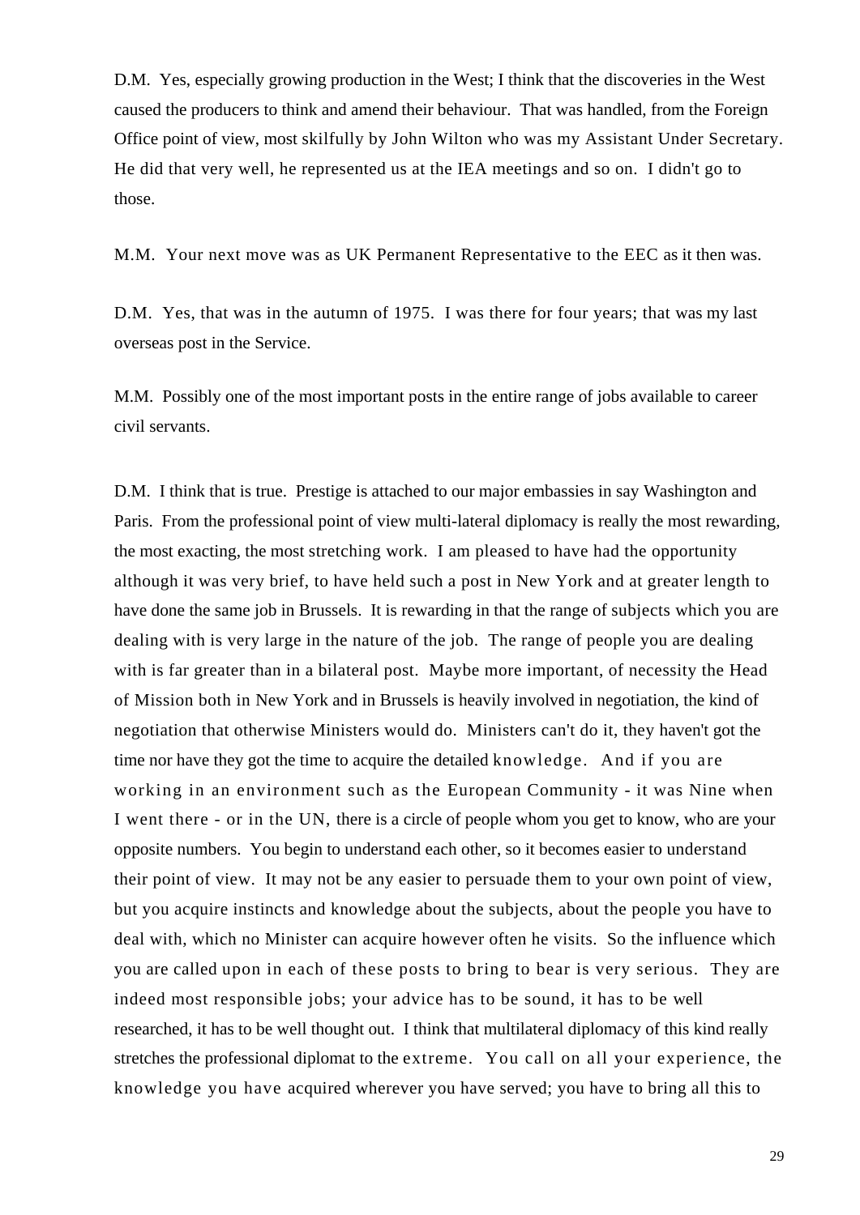D.M. Yes, especially growing production in the West; I think that the discoveries in the West caused the producers to think and amend their behaviour. That was handled, from the Foreign Office point of view, most skilfully by John Wilton who was my Assistant Under Secretary. He did that very well, he represented us at the IEA meetings and so on. I didn't go to those.

M.M. Your next move was as UK Permanent Representative to the EEC as it then was.

D.M. Yes, that was in the autumn of 1975. I was there for four years; that was my last overseas post in the Service.

M.M. Possibly one of the most important posts in the entire range of jobs available to career civil servants.

D.M. I think that is true. Prestige is attached to our major embassies in say Washington and Paris. From the professional point of view multi-lateral diplomacy is really the most rewarding, the most exacting, the most stretching work. I am pleased to have had the opportunity although it was very brief, to have held such a post in New York and at greater length to have done the same job in Brussels. It is rewarding in that the range of subjects which you are dealing with is very large in the nature of the job. The range of people you are dealing with is far greater than in a bilateral post. Maybe more important, of necessity the Head of Mission both in New York and in Brussels is heavily involved in negotiation, the kind of negotiation that otherwise Ministers would do. Ministers can't do it, they haven't got the time nor have they got the time to acquire the detailed knowledge. And if you are working in an environment such as the European Community - it was Nine when I went there - or in the UN, there is a circle of people whom you get to know, who are your opposite numbers. You begin to understand each other, so it becomes easier to understand their point of view. It may not be any easier to persuade them to your own point of view, but you acquire instincts and knowledge about the subjects, about the people you have to deal with, which no Minister can acquire however often he visits. So the influence which you are called upon in each of these posts to bring to bear is very serious. They are indeed most responsible jobs; your advice has to be sound, it has to be well researched, it has to be well thought out. I think that multilateral diplomacy of this kind really stretches the professional diplomat to the extreme. You call on all your experience, the knowledge you have acquired wherever you have served; you have to bring all this to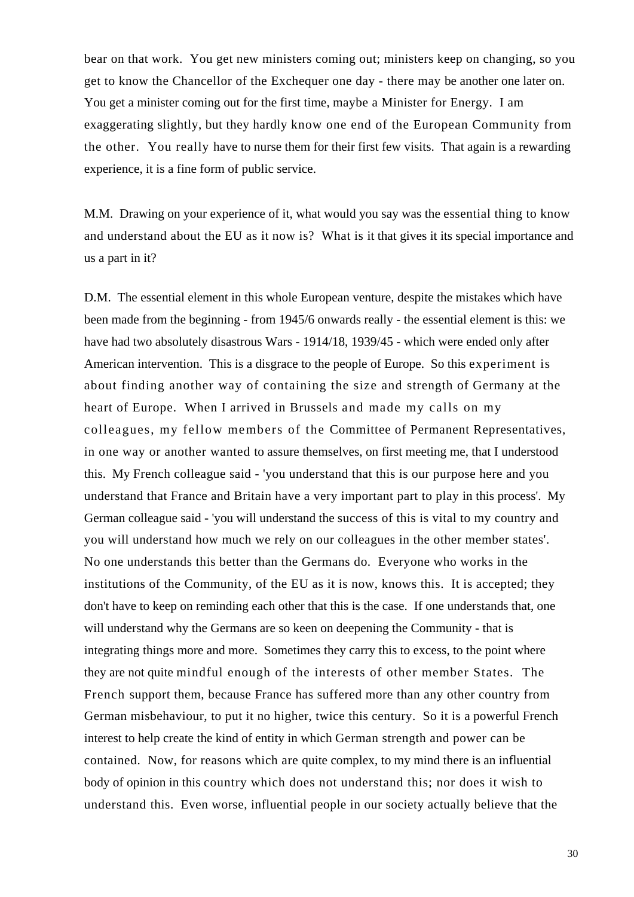bear on that work. You get new ministers coming out; ministers keep on changing, so you get to know the Chancellor of the Exchequer one day - there may be another one later on. You get a minister coming out for the first time, maybe a Minister for Energy. I am exaggerating slightly, but they hardly know one end of the European Community from the other. You really have to nurse them for their first few visits. That again is a rewarding experience, it is a fine form of public service.

M.M. Drawing on your experience of it, what would you say was the essential thing to know and understand about the EU as it now is? What is it that gives it its special importance and us a part in it?

D.M. The essential element in this whole European venture, despite the mistakes which have been made from the beginning - from 1945/6 onwards really - the essential element is this: we have had two absolutely disastrous Wars - 1914/18, 1939/45 - which were ended only after American intervention. This is a disgrace to the people of Europe. So this experiment is about finding another way of containing the size and strength of Germany at the heart of Europe. When I arrived in Brussels and made my calls on my colleagues, my fellow members of the Committee of Permanent Representatives, in one way or another wanted to assure themselves, on first meeting me, that I understood this. My French colleague said - 'you understand that this is our purpose here and you understand that France and Britain have a very important part to play in this process'. My German colleague said - 'you will understand the success of this is vital to my country and you will understand how much we rely on our colleagues in the other member states'. No one understands this better than the Germans do. Everyone who works in the institutions of the Community, of the EU as it is now, knows this. It is accepted; they don't have to keep on reminding each other that this is the case. If one understands that, one will understand why the Germans are so keen on deepening the Community - that is integrating things more and more. Sometimes they carry this to excess, to the point where they are not quite mindful enough of the interests of other member States. The French support them, because France has suffered more than any other country from German misbehaviour, to put it no higher, twice this century. So it is a powerful French interest to help create the kind of entity in which German strength and power can be contained. Now, for reasons which are quite complex, to my mind there is an influential body of opinion in this country which does not understand this; nor does it wish to understand this. Even worse, influential people in our society actually believe that the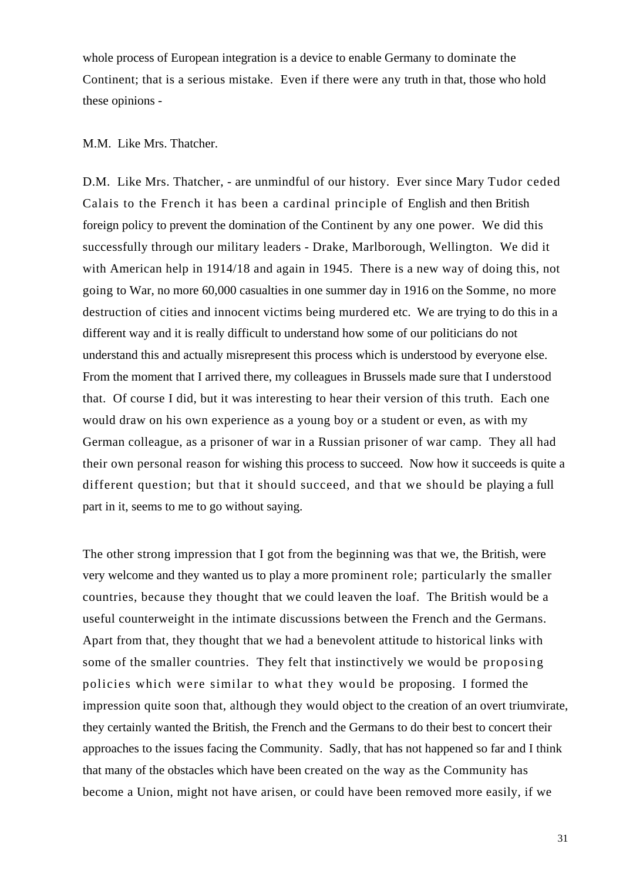whole process of European integration is a device to enable Germany to dominate the Continent; that is a serious mistake. Even if there were any truth in that, those who hold these opinions -

M.M. Like Mrs. Thatcher.

D.M. Like Mrs. Thatcher, - are unmindful of our history. Ever since Mary Tudor ceded Calais to the French it has been a cardinal principle of English and then British foreign policy to prevent the domination of the Continent by any one power. We did this successfully through our military leaders - Drake, Marlborough, Wellington. We did it with American help in 1914/18 and again in 1945. There is a new way of doing this, not going to War, no more 60,000 casualties in one summer day in 1916 on the Somme, no more destruction of cities and innocent victims being murdered etc. We are trying to do this in a different way and it is really difficult to understand how some of our politicians do not understand this and actually misrepresent this process which is understood by everyone else. From the moment that I arrived there, my colleagues in Brussels made sure that I understood that. Of course I did, but it was interesting to hear their version of this truth. Each one would draw on his own experience as a young boy or a student or even, as with my German colleague, as a prisoner of war in a Russian prisoner of war camp. They all had their own personal reason for wishing this process to succeed. Now how it succeeds is quite a different question; but that it should succeed, and that we should be playing a full part in it, seems to me to go without saying.

The other strong impression that I got from the beginning was that we, the British, were very welcome and they wanted us to play a more prominent role; particularly the smaller countries, because they thought that we could leaven the loaf. The British would be a useful counterweight in the intimate discussions between the French and the Germans. Apart from that, they thought that we had a benevolent attitude to historical links with some of the smaller countries. They felt that instinctively we would be proposing policies which were similar to what they would be proposing. I formed the impression quite soon that, although they would object to the creation of an overt triumvirate, they certainly wanted the British, the French and the Germans to do their best to concert their approaches to the issues facing the Community. Sadly, that has not happened so far and I think that many of the obstacles which have been created on the way as the Community has become a Union, might not have arisen, or could have been removed more easily, if we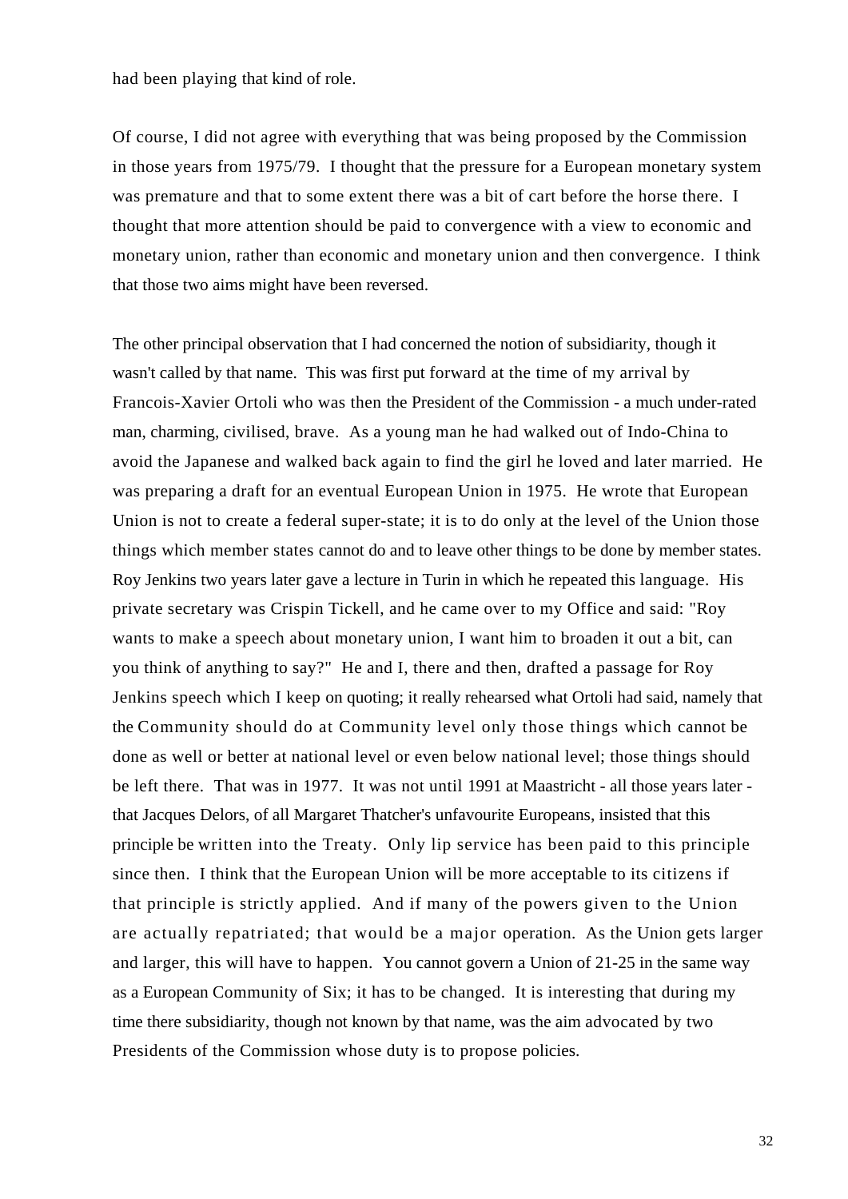had been playing that kind of role.

Of course, I did not agree with everything that was being proposed by the Commission in those years from 1975/79. I thought that the pressure for a European monetary system was premature and that to some extent there was a bit of cart before the horse there. I thought that more attention should be paid to convergence with a view to economic and monetary union, rather than economic and monetary union and then convergence. I think that those two aims might have been reversed.

The other principal observation that I had concerned the notion of subsidiarity, though it wasn't called by that name. This was first put forward at the time of my arrival by Francois-Xavier Ortoli who was then the President of the Commission - a much under-rated man, charming, civilised, brave. As a young man he had walked out of Indo-China to avoid the Japanese and walked back again to find the girl he loved and later married. He was preparing a draft for an eventual European Union in 1975. He wrote that European Union is not to create a federal super-state; it is to do only at the level of the Union those things which member states cannot do and to leave other things to be done by member states. Roy Jenkins two years later gave a lecture in Turin in which he repeated this language. His private secretary was Crispin Tickell, and he came over to my Office and said: "Roy wants to make a speech about monetary union, I want him to broaden it out a bit, can you think of anything to say?" He and I, there and then, drafted a passage for Roy Jenkins speech which I keep on quoting; it really rehearsed what Ortoli had said, namely that the Community should do at Community level only those things which cannot be done as well or better at national level or even below national level; those things should be left there. That was in 1977. It was not until 1991 at Maastricht - all those years later - that Jacques Delors, of all Margaret Thatcher's unfavourite Europeans, insisted that this principle be written into the Treaty. Only lip service has been paid to this principle since then. I think that the European Union will be more acceptable to its citizens if that principle is strictly applied. And if many of the powers given to the Union are actually repatriated; that would be a major operation. As the Union gets larger and larger, this will have to happen. You cannot govern a Union of 21-25 in the same way as a European Community of Six; it has to be changed. It is interesting that during my time there subsidiarity, though not known by that name, was the aim advocated by two Presidents of the Commission whose duty is to propose policies.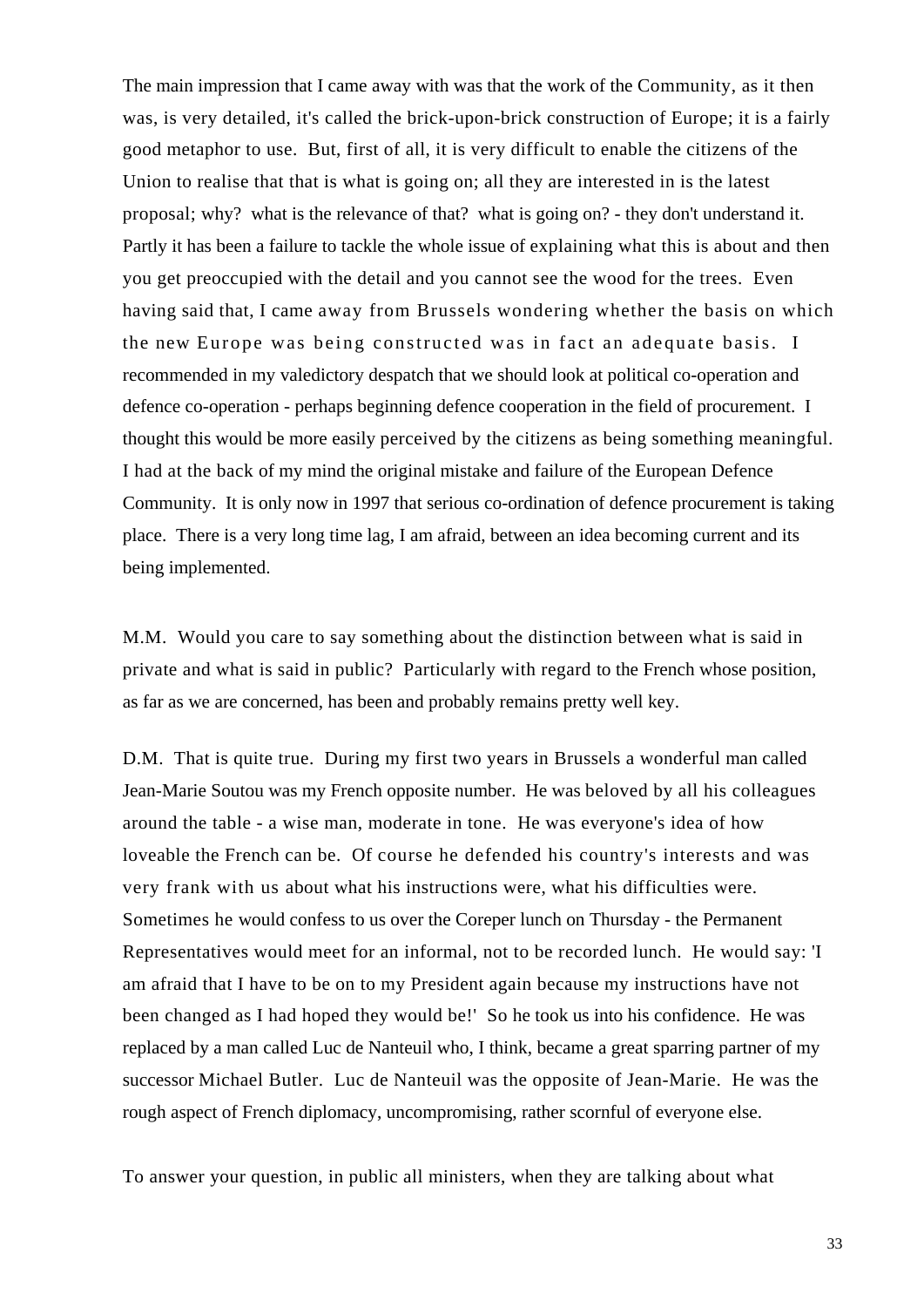The main impression that I came away with was that the work of the Community, as it then was, is very detailed, it's called the brick-upon-brick construction of Europe; it is a fairly good metaphor to use. But, first of all, it is very difficult to enable the citizens of the Union to realise that that is what is going on; all they are interested in is the latest proposal; why? what is the relevance of that? what is going on? - they don't understand it. Partly it has been a failure to tackle the whole issue of explaining what this is about and then you get preoccupied with the detail and you cannot see the wood for the trees. Even having said that, I came away from Brussels wondering whether the basis on which the new Europe was being constructed was in fact an adequate basis. I recommended in my valedictory despatch that we should look at political co-operation and defence co-operation - perhaps beginning defence cooperation in the field of procurement. I thought this would be more easily perceived by the citizens as being something meaningful. I had at the back of my mind the original mistake and failure of the European Defence Community. It is only now in 1997 that serious co-ordination of defence procurement is taking place. There is a very long time lag, I am afraid, between an idea becoming current and its being implemented.

M.M. Would you care to say something about the distinction between what is said in private and what is said in public? Particularly with regard to the French whose position, as far as we are concerned, has been and probably remains pretty well key.

D.M. That is quite true. During my first two years in Brussels a wonderful man called Jean-Marie Soutou was my French opposite number. He was beloved by all his colleagues around the table - a wise man, moderate in tone. He was everyone's idea of how loveable the French can be. Of course he defended his country's interests and was very frank with us about what his instructions were, what his difficulties were. Sometimes he would confess to us over the Coreper lunch on Thursday - the Permanent Representatives would meet for an informal, not to be recorded lunch. He would say: 'I am afraid that I have to be on to my President again because my instructions have not been changed as I had hoped they would be!' So he took us into his confidence. He was replaced by a man called Luc de Nanteuil who, I think, became a great sparring partner of my successor Michael Butler. Luc de Nanteuil was the opposite of Jean-Marie. He was the rough aspect of French diplomacy, uncompromising, rather scornful of everyone else.

To answer your question, in public all ministers, when they are talking about what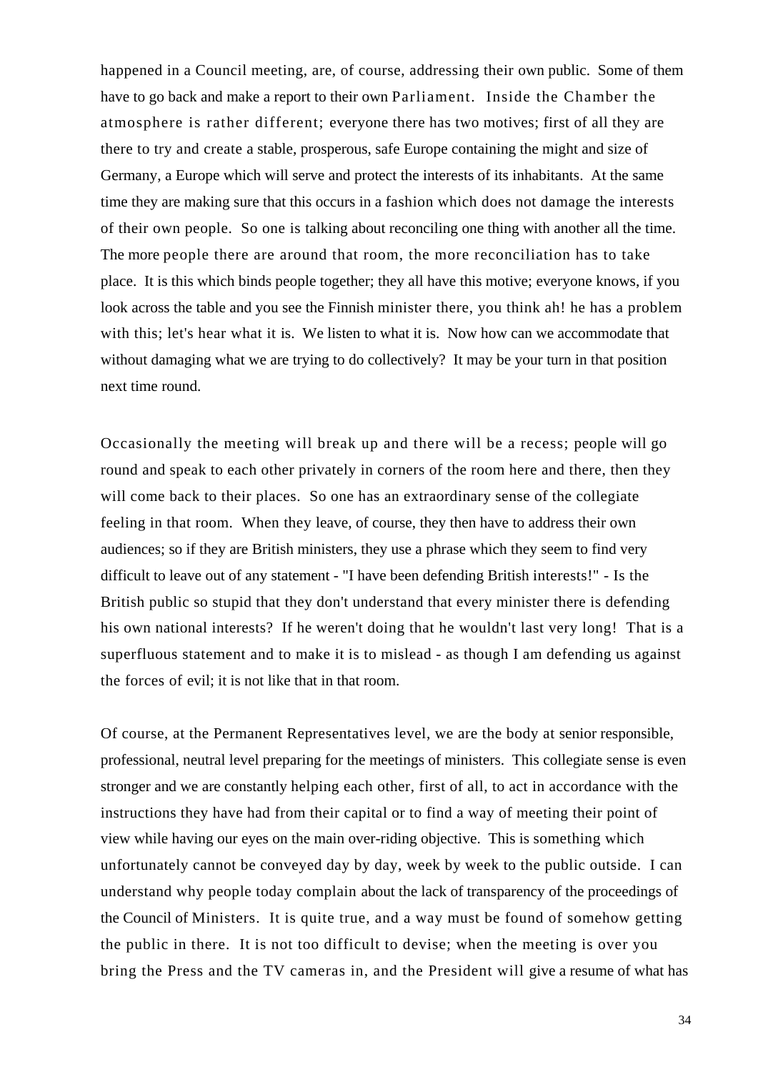happened in a Council meeting, are, of course, addressing their own public. Some of them have to go back and make a report to their own Parliament. Inside the Chamber the atmosphere is rather different; everyone there has two motives; first of all they are there to try and create a stable, prosperous, safe Europe containing the might and size of Germany, a Europe which will serve and protect the interests of its inhabitants. At the same time they are making sure that this occurs in a fashion which does not damage the interests of their own people. So one is talking about reconciling one thing with another all the time. The more people there are around that room, the more reconciliation has to take place. It is this which binds people together; they all have this motive; everyone knows, if you look across the table and you see the Finnish minister there, you think ah! he has a problem with this; let's hear what it is. We listen to what it is. Now how can we accommodate that without damaging what we are trying to do collectively? It may be your turn in that position next time round.

Occasionally the meeting will break up and there will be a recess; people will go round and speak to each other privately in corners of the room here and there, then they will come back to their places. So one has an extraordinary sense of the collegiate feeling in that room. When they leave, of course, they then have to address their own audiences; so if they are British ministers, they use a phrase which they seem to find very difficult to leave out of any statement - "I have been defending British interests!" - Is the British public so stupid that they don't understand that every minister there is defending his own national interests? If he weren't doing that he wouldn't last very long! That is a superfluous statement and to make it is to mislead - as though I am defending us against the forces of evil; it is not like that in that room.

Of course, at the Permanent Representatives level, we are the body at senior responsible, professional, neutral level preparing for the meetings of ministers. This collegiate sense is even stronger and we are constantly helping each other, first of all, to act in accordance with the instructions they have had from their capital or to find a way of meeting their point of view while having our eyes on the main over-riding objective. This is something which unfortunately cannot be conveyed day by day, week by week to the public outside. I can understand why people today complain about the lack of transparency of the proceedings of the Council of Ministers. It is quite true, and a way must be found of somehow getting the public in there. It is not too difficult to devise; when the meeting is over you bring the Press and the TV cameras in, and the President will give a resume of what has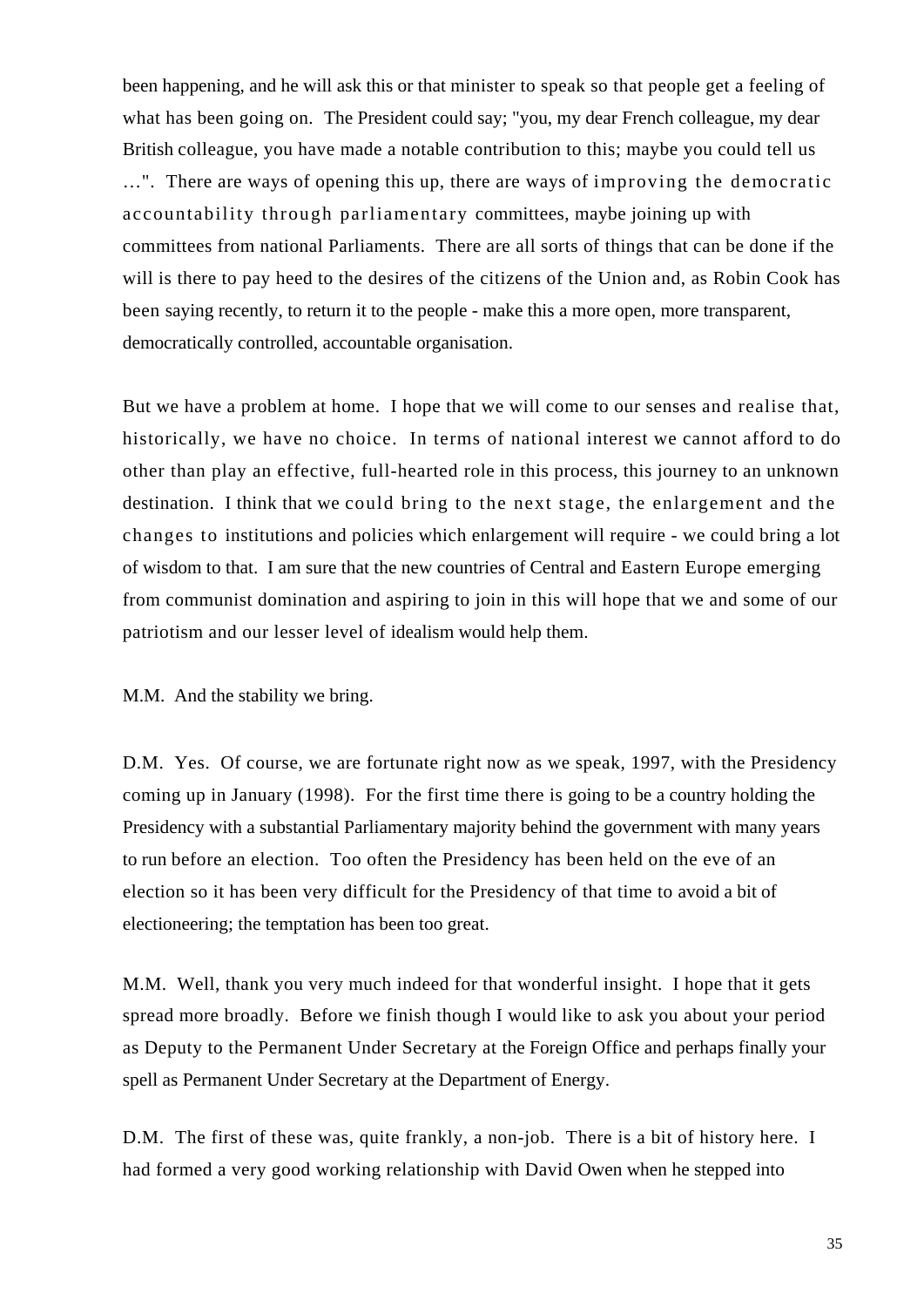been happening, and he will ask this or that minister to speak so that people get a feeling of what has been going on. The President could say; "you, my dear French colleague, my dear British colleague, you have made a notable contribution to this; maybe you could tell us …". There are ways of opening this up, there are ways of improving the democratic accountability through parliamentary committees, maybe joining up with committees from national Parliaments. There are all sorts of things that can be done if the will is there to pay heed to the desires of the citizens of the Union and, as Robin Cook has been saying recently, to return it to the people - make this a more open, more transparent, democratically controlled, accountable organisation.

But we have a problem at home. I hope that we will come to our senses and realise that, historically, we have no choice. In terms of national interest we cannot afford to do other than play an effective, full-hearted role in this process, this journey to an unknown destination. I think that we could bring to the next stage, the enlargement and the changes to institutions and policies which enlargement will require - we could bring a lot of wisdom to that. I am sure that the new countries of Central and Eastern Europe emerging from communist domination and aspiring to join in this will hope that we and some of our patriotism and our lesser level of idealism would help them.

M.M. And the stability we bring.

D.M. Yes. Of course, we are fortunate right now as we speak, 1997, with the Presidency coming up in January (1998). For the first time there is going to be a country holding the Presidency with a substantial Parliamentary majority behind the government with many years to run before an election. Too often the Presidency has been held on the eve of an election so it has been very difficult for the Presidency of that time to avoid a bit of electioneering; the temptation has been too great.

M.M. Well, thank you very much indeed for that wonderful insight. I hope that it gets spread more broadly. Before we finish though I would like to ask you about your period as Deputy to the Permanent Under Secretary at the Foreign Office and perhaps finally your spell as Permanent Under Secretary at the Department of Energy.

D.M. The first of these was, quite frankly, a non-job. There is a bit of history here. I had formed a very good working relationship with David Owen when he stepped into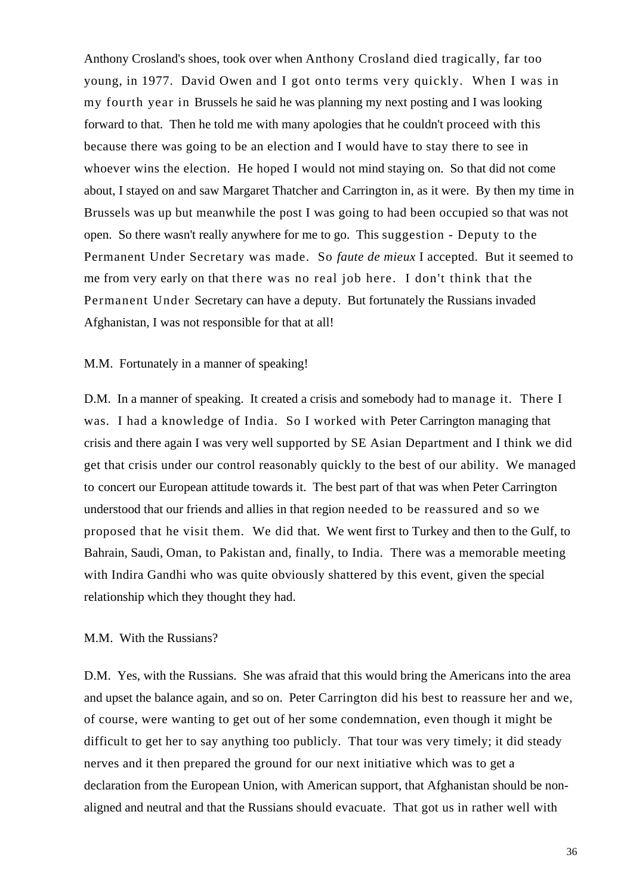Anthony Crosland's shoes, took over when Anthony Crosland died tragically, far too young, in 1977. David Owen and I got onto terms very quickly. When I was in my fourth year in Brussels he said he was planning my next posting and I was looking forward to that. Then he told me with many apologies that he couldn't proceed with this because there was going to be an election and I would have to stay there to see in whoever wins the election. He hoped I would not mind staying on. So that did not come about, I stayed on and saw Margaret Thatcher and Carrington in, as it were. By then my time in Brussels was up but meanwhile the post I was going to had been occupied so that was not open. So there wasn't really anywhere for me to go. This suggestion - Deputy to the Permanent Under Secretary was made. So *faute de mieux* I accepted. But it seemed to me from very early on that there was no real job here. I don't think that the Permanent Under Secretary can have a deputy. But fortunately the Russians invaded Afghanistan, I was not responsible for that at all!

M.M. Fortunately in a manner of speaking!

D.M. In a manner of speaking. It created a crisis and somebody had to manage it. There I was. I had a knowledge of India. So I worked with Peter Carrington managing that crisis and there again I was very well supported by SE Asian Department and I think we did get that crisis under our control reasonably quickly to the best of our ability. We managed to concert our European attitude towards it. The best part of that was when Peter Carrington understood that our friends and allies in that region needed to be reassured and so we proposed that he visit them. We did that. We went first to Turkey and then to the Gulf, to Bahrain, Saudi, Oman, to Pakistan and, finally, to India. There was a memorable meeting with Indira Gandhi who was quite obviously shattered by this event, given the special relationship which they thought they had.

M.M. With the Russians?

D.M. Yes, with the Russians. She was afraid that this would bring the Americans into the area and upset the balance again, and so on. Peter Carrington did his best to reassure her and we, of course, were wanting to get out of her some condemnation, even though it might be difficult to get her to say anything too publicly. That tour was very timely; it did steady nerves and it then prepared the ground for our next initiative which was to get a declaration from the European Union, with American support, that Afghanistan should be non-aligned and neutral and that the Russians should evacuate. That got us in rather well with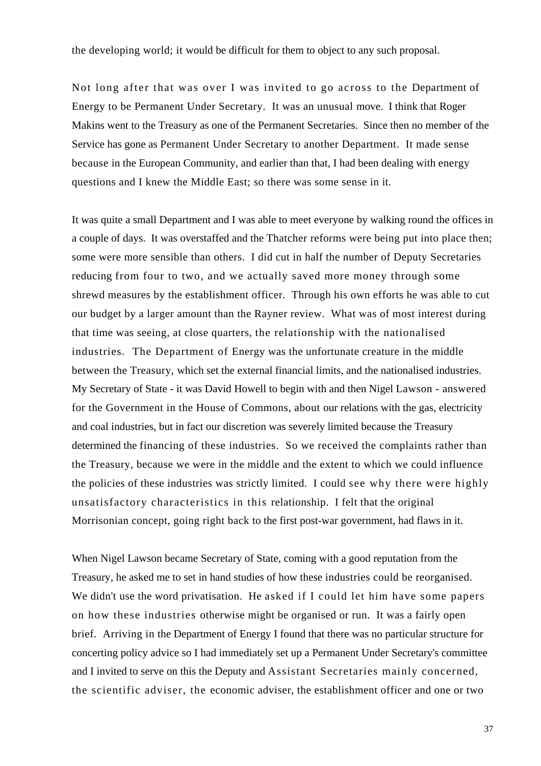the developing world; it would be difficult for them to object to any such proposal.

Not long after that was over I was invited to go across to the Department of Energy to be Permanent Under Secretary. It was an unusual move. I think that Roger Makins went to the Treasury as one of the Permanent Secretaries. Since then no member of the Service has gone as Permanent Under Secretary to another Department. It made sense because in the European Community, and earlier than that, I had been dealing with energy questions and I knew the Middle East; so there was some sense in it.

It was quite a small Department and I was able to meet everyone by walking round the offices in a couple of days. It was overstaffed and the Thatcher reforms were being put into place then; some were more sensible than others. I did cut in half the number of Deputy Secretaries reducing from four to two, and we actually saved more money through some shrewd measures by the establishment officer. Through his own efforts he was able to cut our budget by a larger amount than the Rayner review. What was of most interest during that time was seeing, at close quarters, the relationship with the nationalised industries. The Department of Energy was the unfortunate creature in the middle between the Treasury, which set the external financial limits, and the nationalised industries. My Secretary of State - it was David Howell to begin with and then Nigel Lawson - answered for the Government in the House of Commons, about our relations with the gas, electricity and coal industries, but in fact our discretion was severely limited because the Treasury determined the financing of these industries. So we received the complaints rather than the Treasury, because we were in the middle and the extent to which we could influence the policies of these industries was strictly limited. I could see why there were highly unsatisfactory characteristics in this relationship. I felt that the original Morrisonian concept, going right back to the first post-war government, had flaws in it.

When Nigel Lawson became Secretary of State, coming with a good reputation from the Treasury, he asked me to set in hand studies of how these industries could be reorganised. We didn't use the word privatisation. He asked if I could let him have some papers on how these industries otherwise might be organised or run. It was a fairly open brief. Arriving in the Department of Energy I found that there was no particular structure for concerting policy advice so I had immediately set up a Permanent Under Secretary's committee and I invited to serve on this the Deputy and Assistant Secretaries mainly concerned, the scientific adviser, the economic adviser, the establishment officer and one or two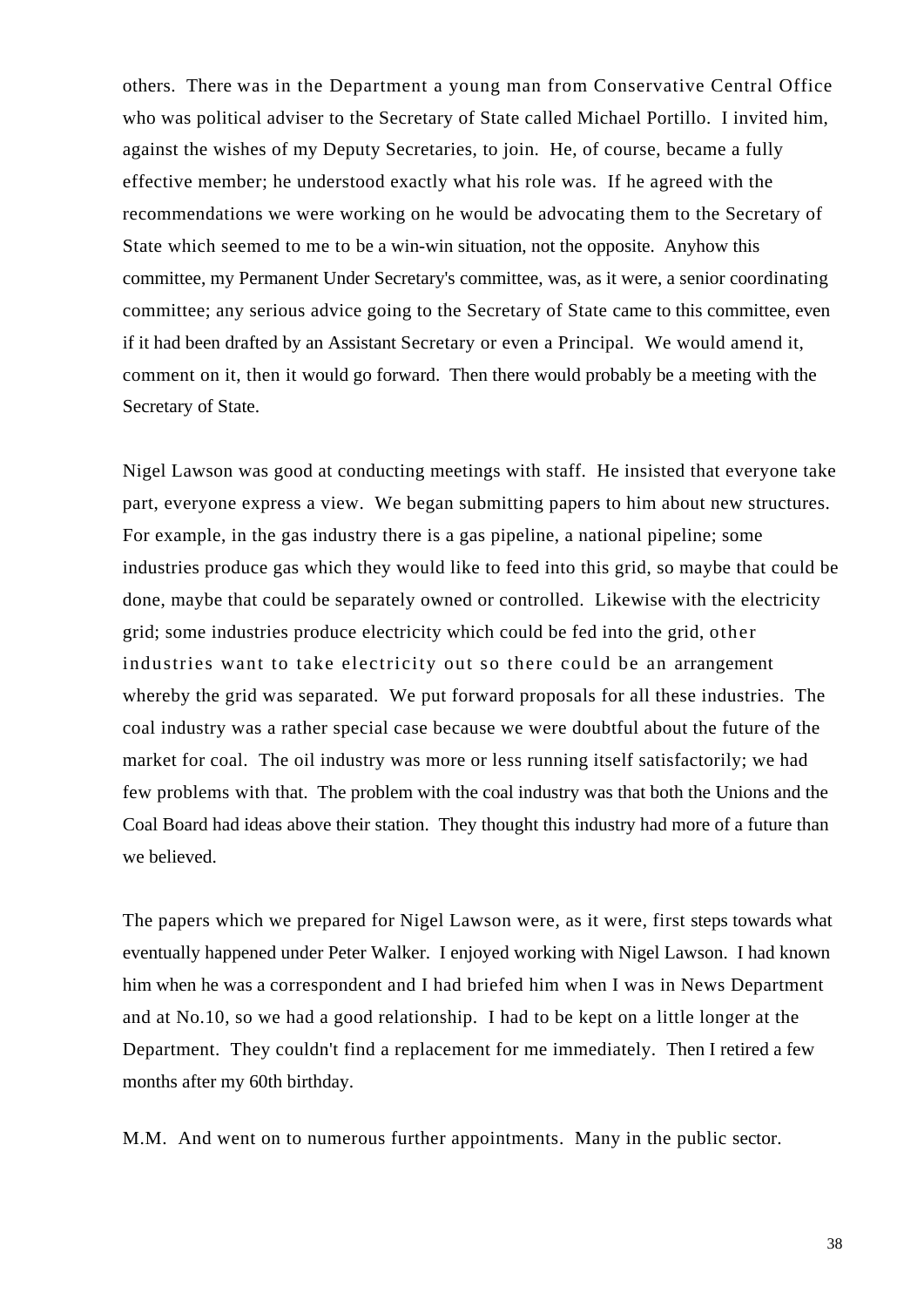others. There was in the Department a young man from Conservative Central Office who was political adviser to the Secretary of State called Michael Portillo. I invited him, against the wishes of my Deputy Secretaries, to join. He, of course, became a fully effective member; he understood exactly what his role was. If he agreed with the recommendations we were working on he would be advocating them to the Secretary of State which seemed to me to be a win-win situation, not the opposite. Anyhow this committee, my Permanent Under Secretary's committee, was, as it were, a senior coordinating committee; any serious advice going to the Secretary of State came to this committee, even if it had been drafted by an Assistant Secretary or even a Principal. We would amend it, comment on it, then it would go forward. Then there would probably be a meeting with the Secretary of State.

Nigel Lawson was good at conducting meetings with staff. He insisted that everyone take part, everyone express a view. We began submitting papers to him about new structures. For example, in the gas industry there is a gas pipeline, a national pipeline; some industries produce gas which they would like to feed into this grid, so maybe that could be done, maybe that could be separately owned or controlled. Likewise with the electricity grid; some industries produce electricity which could be fed into the grid, other industries want to take electricity out so there could be an arrangement whereby the grid was separated. We put forward proposals for all these industries. The coal industry was a rather special case because we were doubtful about the future of the market for coal. The oil industry was more or less running itself satisfactorily; we had few problems with that. The problem with the coal industry was that both the Unions and the Coal Board had ideas above their station. They thought this industry had more of a future than we believed.

The papers which we prepared for Nigel Lawson were, as it were, first steps towards what eventually happened under Peter Walker. I enjoyed working with Nigel Lawson. I had known him when he was a correspondent and I had briefed him when I was in News Department and at No.10, so we had a good relationship. I had to be kept on a little longer at the Department. They couldn't find a replacement for me immediately. Then I retired a few months after my 60th birthday.

M.M. And went on to numerous further appointments. Many in the public sector.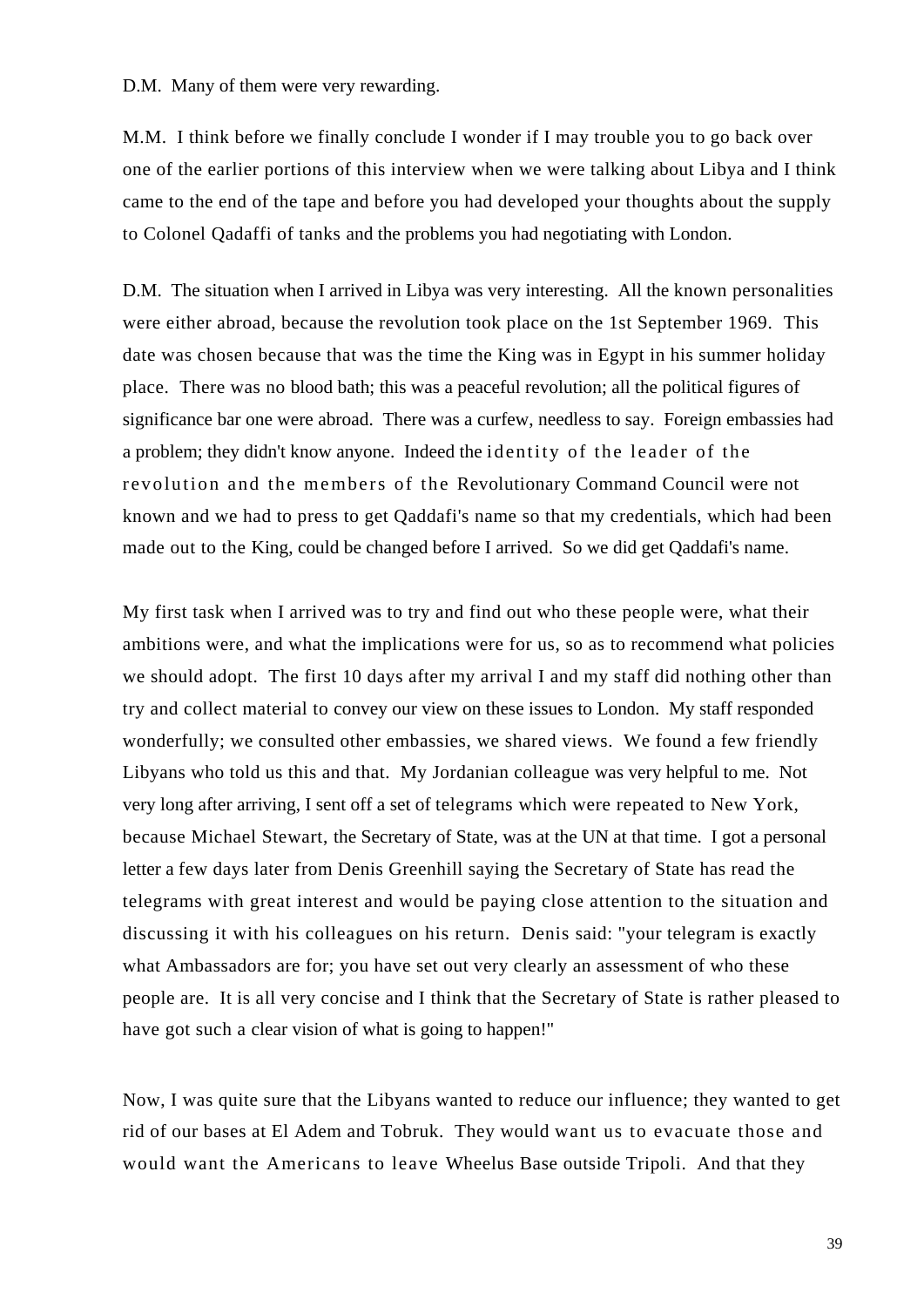D.M. Many of them were very rewarding.

M.M. I think before we finally conclude I wonder if I may trouble you to go back over one of the earlier portions of this interview when we were talking about Libya and I think came to the end of the tape and before you had developed your thoughts about the supply to Colonel Qadaffi of tanks and the problems you had negotiating with London.

D.M. The situation when I arrived in Libya was very interesting. All the known personalities were either abroad, because the revolution took place on the 1st September 1969. This date was chosen because that was the time the King was in Egypt in his summer holiday place. There was no blood bath; this was a peaceful revolution; all the political figures of significance bar one were abroad. There was a curfew, needless to say. Foreign embassies had a problem; they didn't know anyone. Indeed the identity of the leader of the revolution and the members of the Revolutionary Command Council were not known and we had to press to get Qaddafi's name so that my credentials, which had been made out to the King, could be changed before I arrived. So we did get Qaddafi's name.

My first task when I arrived was to try and find out who these people were, what their ambitions were, and what the implications were for us, so as to recommend what policies we should adopt. The first 10 days after my arrival I and my staff did nothing other than try and collect material to convey our view on these issues to London. My staff responded wonderfully; we consulted other embassies, we shared views. We found a few friendly Libyans who told us this and that. My Jordanian colleague was very helpful to me. Not very long after arriving, I sent off a set of telegrams which were repeated to New York, because Michael Stewart, the Secretary of State, was at the UN at that time. I got a personal letter a few days later from Denis Greenhill saying the Secretary of State has read the telegrams with great interest and would be paying close attention to the situation and discussing it with his colleagues on his return. Denis said: "your telegram is exactly what Ambassadors are for; you have set out very clearly an assessment of who these people are. It is all very concise and I think that the Secretary of State is rather pleased to have got such a clear vision of what is going to happen!"

Now, I was quite sure that the Libyans wanted to reduce our influence; they wanted to get rid of our bases at El Adem and Tobruk. They would want us to evacuate those and would want the Americans to leave Wheelus Base outside Tripoli. And that they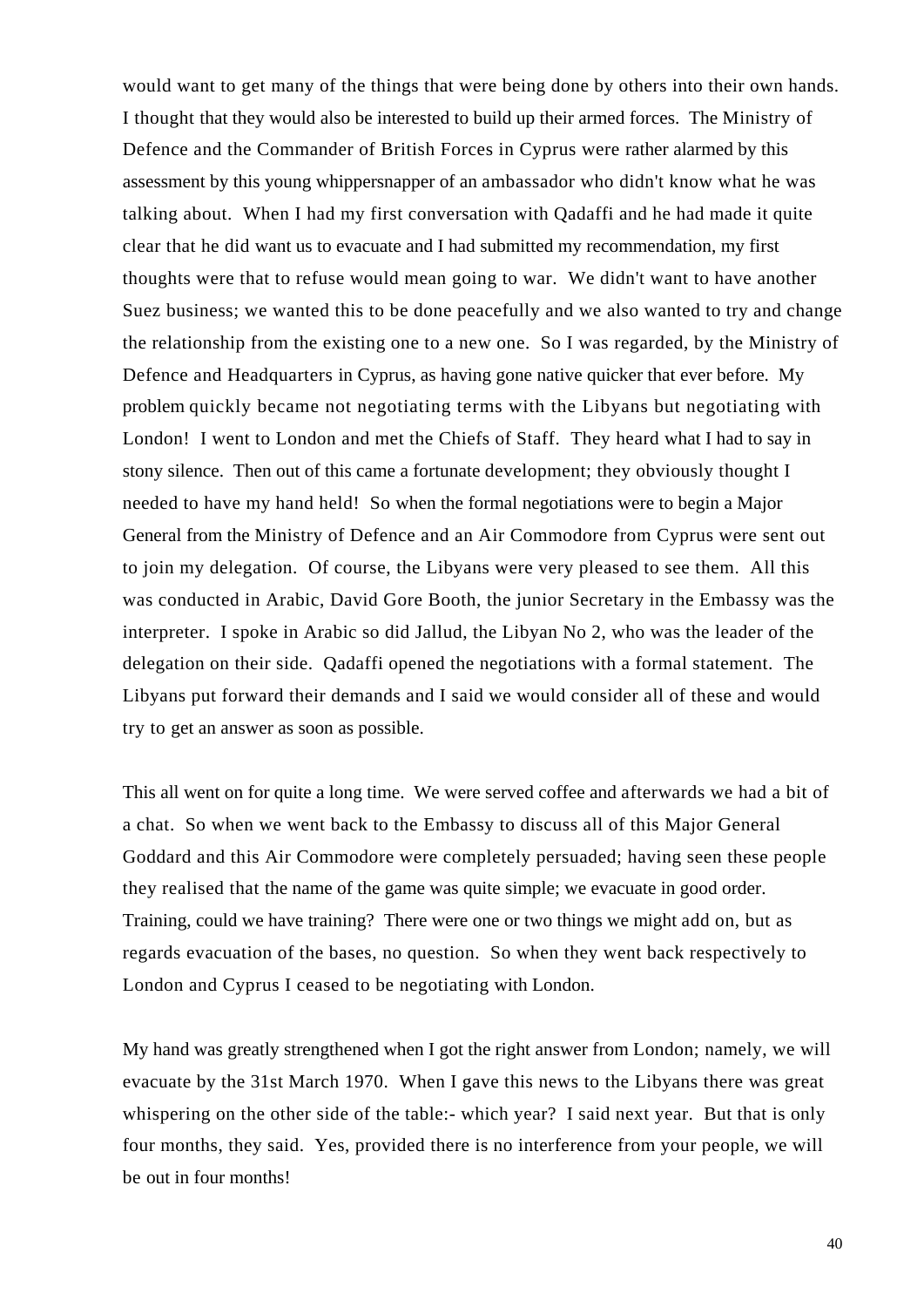would want to get many of the things that were being done by others into their own hands. I thought that they would also be interested to build up their armed forces. The Ministry of Defence and the Commander of British Forces in Cyprus were rather alarmed by this assessment by this young whippersnapper of an ambassador who didn't know what he was talking about. When I had my first conversation with Qadaffi and he had made it quite clear that he did want us to evacuate and I had submitted my recommendation, my first thoughts were that to refuse would mean going to war. We didn't want to have another Suez business; we wanted this to be done peacefully and we also wanted to try and change the relationship from the existing one to a new one. So I was regarded, by the Ministry of Defence and Headquarters in Cyprus, as having gone native quicker that ever before. My problem quickly became not negotiating terms with the Libyans but negotiating with London! I went to London and met the Chiefs of Staff. They heard what I had to say in stony silence. Then out of this came a fortunate development; they obviously thought I needed to have my hand held! So when the formal negotiations were to begin a Major General from the Ministry of Defence and an Air Commodore from Cyprus were sent out to join my delegation. Of course, the Libyans were very pleased to see them. All this was conducted in Arabic, David Gore Booth, the junior Secretary in the Embassy was the interpreter. I spoke in Arabic so did Jallud, the Libyan No 2, who was the leader of the delegation on their side. Qadaffi opened the negotiations with a formal statement. The Libyans put forward their demands and I said we would consider all of these and would try to get an answer as soon as possible.

This all went on for quite a long time. We were served coffee and afterwards we had a bit of a chat. So when we went back to the Embassy to discuss all of this Major General Goddard and this Air Commodore were completely persuaded; having seen these people they realised that the name of the game was quite simple; we evacuate in good order. Training, could we have training? There were one or two things we might add on, but as regards evacuation of the bases, no question. So when they went back respectively to London and Cyprus I ceased to be negotiating with London.

My hand was greatly strengthened when I got the right answer from London; namely, we will evacuate by the 31st March 1970. When I gave this news to the Libyans there was great whispering on the other side of the table:- which year? I said next year. But that is only four months, they said. Yes, provided there is no interference from your people, we will be out in four months!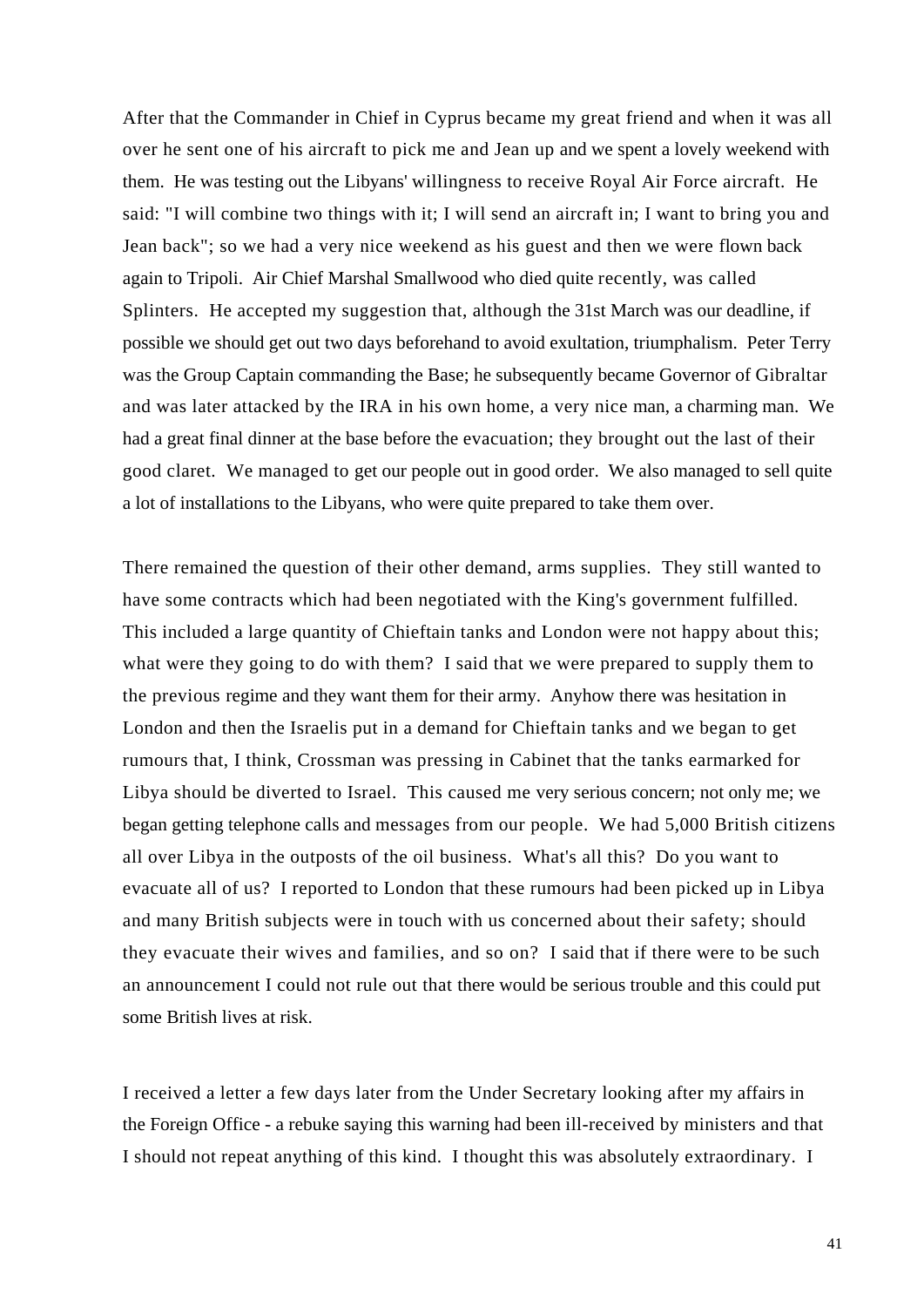After that the Commander in Chief in Cyprus became my great friend and when it was all over he sent one of his aircraft to pick me and Jean up and we spent a lovely weekend with them. He was testing out the Libyans' willingness to receive Royal Air Force aircraft. He said: "I will combine two things with it; I will send an aircraft in; I want to bring you and Jean back"; so we had a very nice weekend as his guest and then we were flown back again to Tripoli. Air Chief Marshal Smallwood who died quite recently, was called Splinters. He accepted my suggestion that, although the 31st March was our deadline, if possible we should get out two days beforehand to avoid exultation, triumphalism. Peter Terry was the Group Captain commanding the Base; he subsequently became Governor of Gibraltar and was later attacked by the IRA in his own home, a very nice man, a charming man. We had a great final dinner at the base before the evacuation; they brought out the last of their good claret. We managed to get our people out in good order. We also managed to sell quite a lot of installations to the Libyans, who were quite prepared to take them over.

There remained the question of their other demand, arms supplies. They still wanted to have some contracts which had been negotiated with the King's government fulfilled. This included a large quantity of Chieftain tanks and London were not happy about this; what were they going to do with them? I said that we were prepared to supply them to the previous regime and they want them for their army. Anyhow there was hesitation in London and then the Israelis put in a demand for Chieftain tanks and we began to get rumours that, I think, Crossman was pressing in Cabinet that the tanks earmarked for Libya should be diverted to Israel. This caused me very serious concern; not only me; we began getting telephone calls and messages from our people. We had 5,000 British citizens all over Libya in the outposts of the oil business. What's all this? Do you want to evacuate all of us? I reported to London that these rumours had been picked up in Libya and many British subjects were in touch with us concerned about their safety; should they evacuate their wives and families, and so on? I said that if there were to be such an announcement I could not rule out that there would be serious trouble and this could put some British lives at risk.

I received a letter a few days later from the Under Secretary looking after my affairs in the Foreign Office - a rebuke saying this warning had been ill-received by ministers and that I should not repeat anything of this kind. I thought this was absolutely extraordinary. I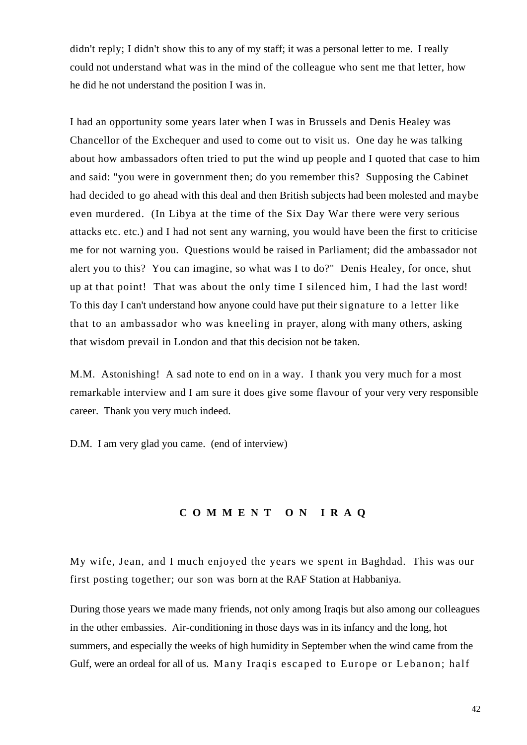didn't reply; I didn't show this to any of my staff; it was a personal letter to me. I really could not understand what was in the mind of the colleague who sent me that letter, how he did he not understand the position I was in.

I had an opportunity some years later when I was in Brussels and Denis Healey was Chancellor of the Exchequer and used to come out to visit us. One day he was talking about how ambassadors often tried to put the wind up people and I quoted that case to him and said: "you were in government then; do you remember this? Supposing the Cabinet had decided to go ahead with this deal and then British subjects had been molested and maybe even murdered. (In Libya at the time of the Six Day War there were very serious attacks etc. etc.) and I had not sent any warning, you would have been the first to criticise me for not warning you. Questions would be raised in Parliament; did the ambassador not alert you to this? You can imagine, so what was I to do?" Denis Healey, for once, shut up at that point! That was about the only time I silenced him, I had the last word! To this day I can't understand how anyone could have put their signature to a letter like that to an ambassador who was kneeling in prayer, along with many others, asking that wisdom prevail in London and that this decision not be taken.

M.M. Astonishing! A sad note to end on in a way. I thank you very much for a most remarkable interview and I am sure it does give some flavour of your very very responsible career. Thank you very much indeed.

D.M. I am very glad you came. (end of interview)

## COMMENT ON IRAQ

My wife, Jean, and I much enjoyed the years we spent in Baghdad. This was our first posting together; our son was born at the RAF Station at Habbaniya.

During those years we made many friends, not only among Iraqis but also among our colleagues in the other embassies. Air-conditioning in those days was in its infancy and the long, hot summers, and especially the weeks of high humidity in September when the wind came from the Gulf, were an ordeal for all of us. Many Iraqis escaped to Europe or Lebanon; half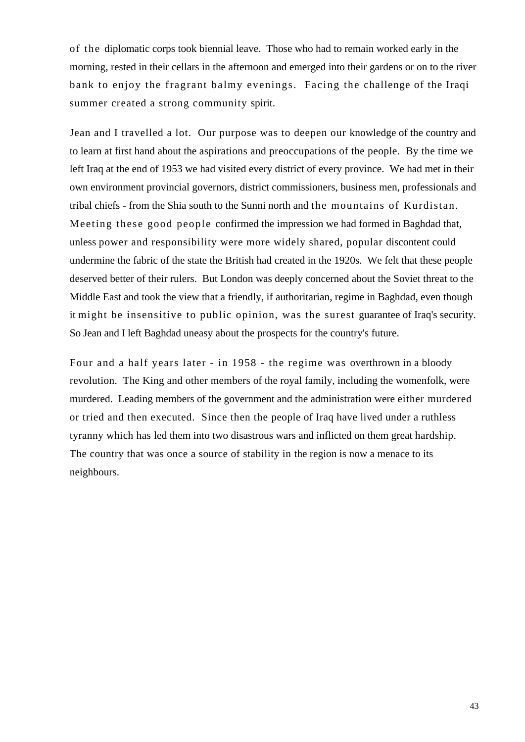of the diplomatic corps took biennial leave. Those who had to remain worked early in the morning, rested in their cellars in the afternoon and emerged into their gardens or on to the river bank to enjoy the fragrant balmy evenings. Facing the challenge of the Iraqi summer created a strong community spirit.

Jean and I travelled a lot. Our purpose was to deepen our knowledge of the country and to learn at first hand about the aspirations and preoccupations of the people. By the time we left Iraq at the end of 1953 we had visited every district of every province. We had met in their own environment provincial governors, district commissioners, business men, professionals and tribal chiefs - from the Shia south to the Sunni north and the mountains of Kurdistan. Meeting these good people confirmed the impression we had formed in Baghdad that, unless power and responsibility were more widely shared, popular discontent could undermine the fabric of the state the British had created in the 1920s. We felt that these people deserved better of their rulers. But London was deeply concerned about the Soviet threat to the Middle East and took the view that a friendly, if authoritarian, regime in Baghdad, even though it might be insensitive to public opinion, was the surest guarantee of Iraq's security. So Jean and I left Baghdad uneasy about the prospects for the country's future.

Four and a half years later - in 1958 - the regime was overthrown in a bloody revolution. The King and other members of the royal family, including the womenfolk, were murdered. Leading members of the government and the administration were either murdered or tried and then executed. Since then the people of Iraq have lived under a ruthless tyranny which has led them into two disastrous wars and inflicted on them great hardship. The country that was once a source of stability in the region is now a menace to its neighbours.